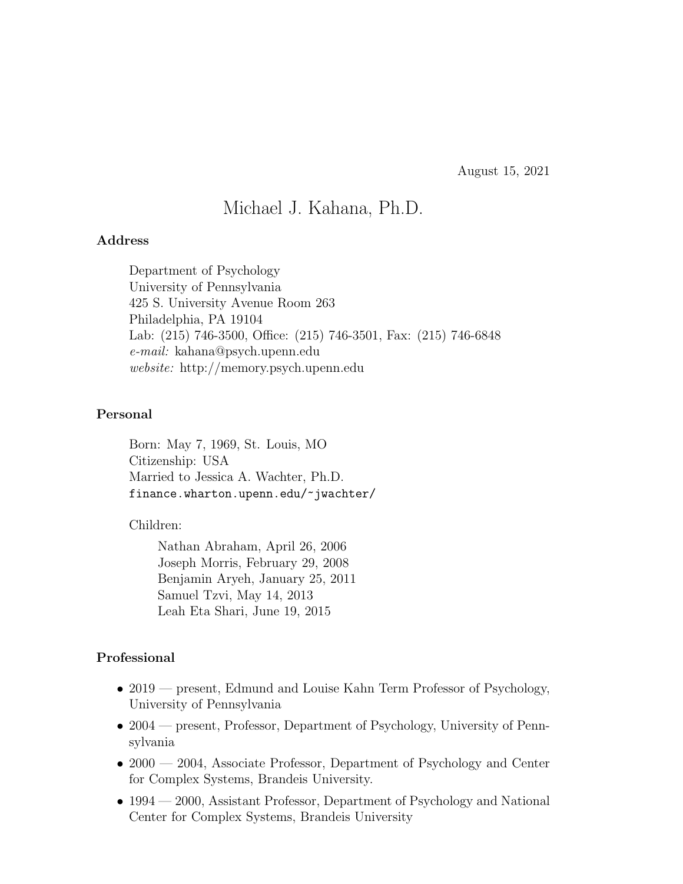August 15, 2021

# Michael J. Kahana, Ph.D.

### Address

Department of Psychology
University of Pennsylvania
425 S. University Avenue Room 263
Philadelphia, PA 19104
Lab: (215) 746-3500, Office: (215) 746-3501, Fax: (215) 746-6848
*e-mail:* kahana@psych.upenn.edu
*website:* http://memory.psych.upenn.edu

### Personal

Born: May 7, 1969, St. Louis, MO
Citizenship: USA
Married to Jessica A. Wachter, Ph.D.
`finance.wharton.upenn.edu/~jwachter/`

Children:

Nathan Abraham, April 26, 2006
Joseph Morris, February 29, 2008
Benjamin Aryeh, January 25, 2011
Samuel Tzvi, May 14, 2013
Leah Eta Shari, June 19, 2015

### Professional

- 2019 — present, Edmund and Louise Kahn Term Professor of Psychology, University of Pennsylvania
- 2004 — present, Professor, Department of Psychology, University of Pennsylvania
- 2000 — 2004, Associate Professor, Department of Psychology and Center for Complex Systems, Brandeis University.
- 1994 — 2000, Assistant Professor, Department of Psychology and National Center for Complex Systems, Brandeis University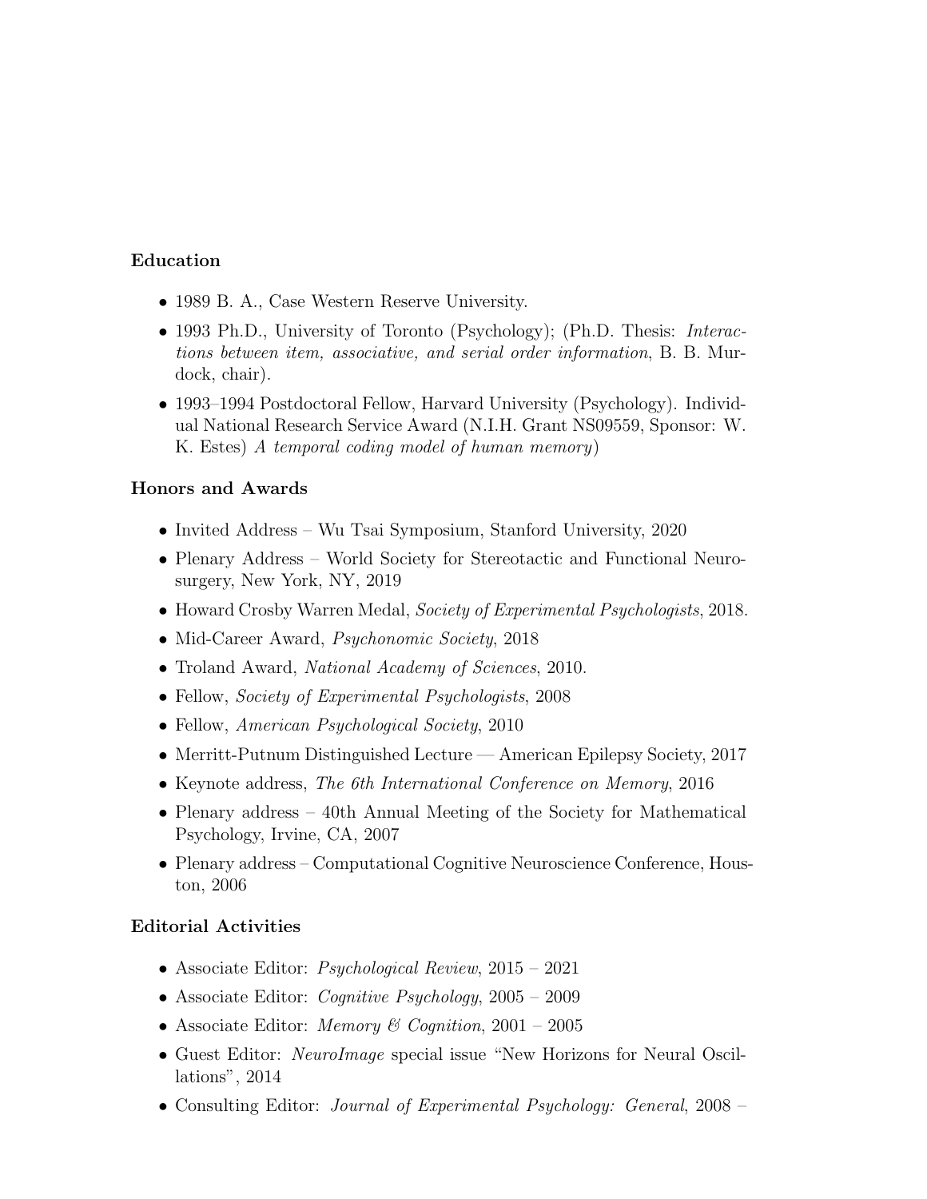### Education

- 1989 B. A., Case Western Reserve University.
- 1993 Ph.D., University of Toronto (Psychology); (Ph.D. Thesis: *Interactions between item, associative, and serial order information*, B. B. Murdock, chair).
- 1993–1994 Postdoctoral Fellow, Harvard University (Psychology). Individual National Research Service Award (N.I.H. Grant NS09559, Sponsor: W. K. Estes) *A temporal coding model of human memory*)

### Honors and Awards

- Invited Address – Wu Tsai Symposium, Stanford University, 2020
- Plenary Address – World Society for Stereotactic and Functional Neurosurgery, New York, NY, 2019
- Howard Crosby Warren Medal, *Society of Experimental Psychologists*, 2018.
- Mid-Career Award, *Psychonomic Society*, 2018
- Troland Award, *National Academy of Sciences*, 2010.
- Fellow, *Society of Experimental Psychologists*, 2008
- Fellow, *American Psychological Society*, 2010
- Merritt-Putnum Distinguished Lecture — American Epilepsy Society, 2017
- Keynote address, *The 6th International Conference on Memory*, 2016
- Plenary address – 40th Annual Meeting of the Society for Mathematical Psychology, Irvine, CA, 2007
- Plenary address – Computational Cognitive Neuroscience Conference, Houston, 2006

### Editorial Activities

- Associate Editor: *Psychological Review*, 2015 – 2021
- Associate Editor: *Cognitive Psychology*, 2005 – 2009
- Associate Editor: *Memory & Cognition*, 2001 – 2005
- Guest Editor: *NeuroImage* special issue "New Horizons for Neural Oscillations", 2014
- Consulting Editor: *Journal of Experimental Psychology: General*, 2008 –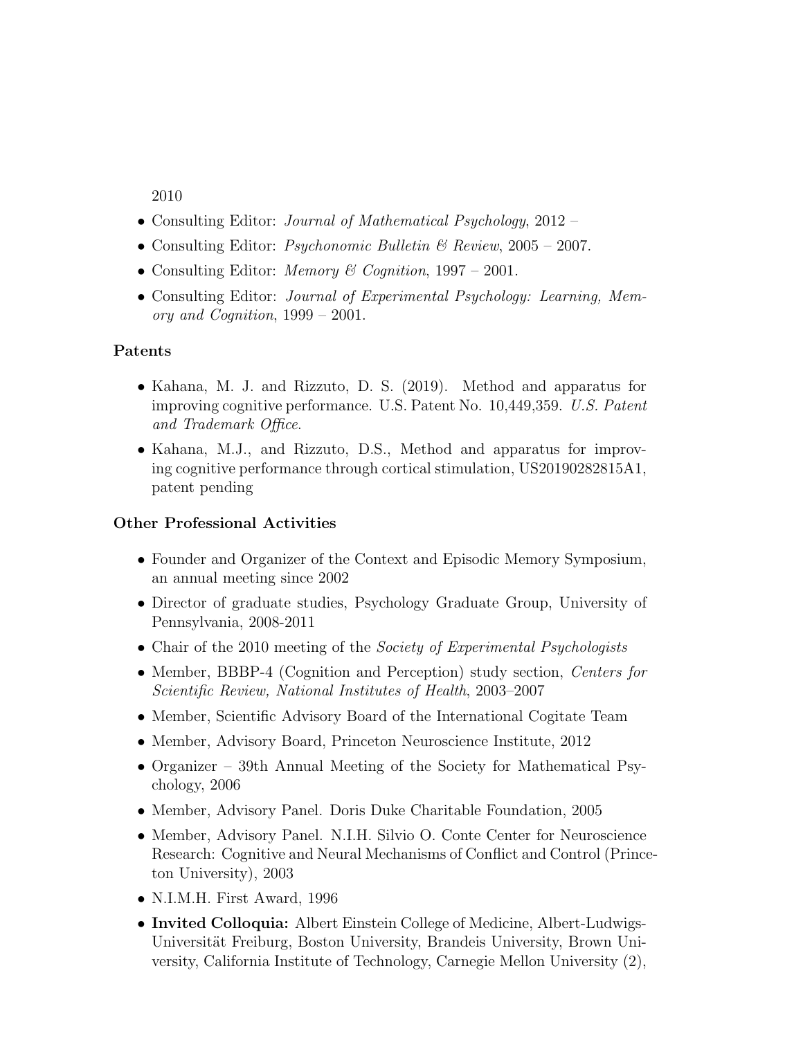2010

- Consulting Editor: *Journal of Mathematical Psychology*, 2012 –
- Consulting Editor: *Psychonomic Bulletin & Review*, 2005 – 2007.
- Consulting Editor: *Memory & Cognition*, 1997 – 2001.
- Consulting Editor: *Journal of Experimental Psychology: Learning, Memory and Cognition*, 1999 – 2001.

### Patents

- Kahana, M. J. and Rizzuto, D. S. (2019). Method and apparatus for improving cognitive performance. U.S. Patent No. 10,449,359. *U.S. Patent and Trademark Office*.
- Kahana, M.J., and Rizzuto, D.S., Method and apparatus for improving cognitive performance through cortical stimulation, US20190282815A1, patent pending

### Other Professional Activities

- Founder and Organizer of the Context and Episodic Memory Symposium, an annual meeting since 2002
- Director of graduate studies, Psychology Graduate Group, University of Pennsylvania, 2008-2011
- Chair of the 2010 meeting of the *Society of Experimental Psychologists*
- Member, BBBP-4 (Cognition and Perception) study section, *Centers for Scientific Review, National Institutes of Health*, 2003–2007
- Member, Scientific Advisory Board of the International Cogitate Team
- Member, Advisory Board, Princeton Neuroscience Institute, 2012
- Organizer – 39th Annual Meeting of the Society for Mathematical Psychology, 2006
- Member, Advisory Panel. Doris Duke Charitable Foundation, 2005
- Member, Advisory Panel. N.I.H. Silvio O. Conte Center for Neuroscience Research: Cognitive and Neural Mechanisms of Conflict and Control (Princeton University), 2003
- N.I.M.H. First Award, 1996
- **Invited Colloquia:** Albert Einstein College of Medicine, Albert-Ludwigs-Universität Freiburg, Boston University, Brandeis University, Brown University, California Institute of Technology, Carnegie Mellon University (2),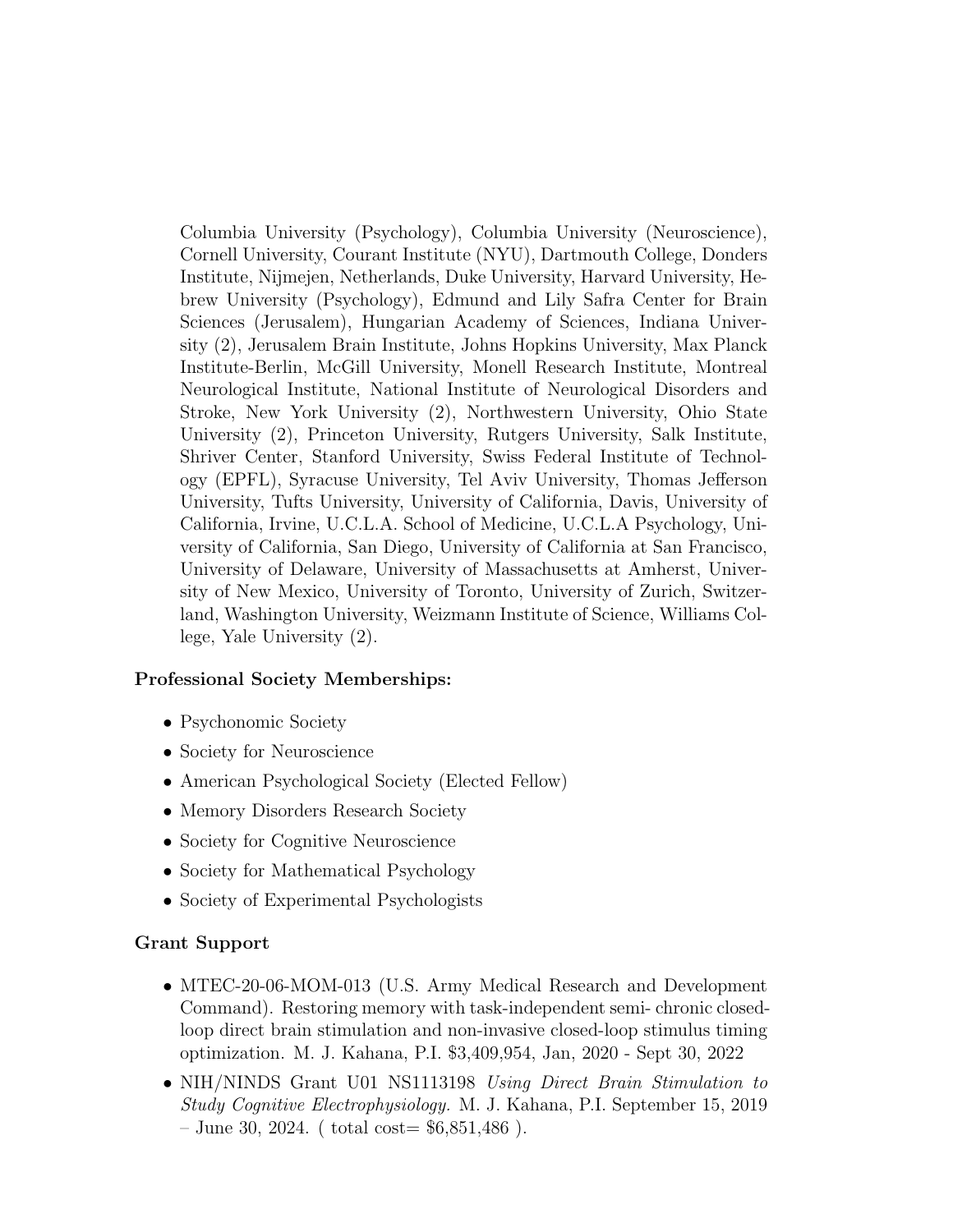Columbia University (Psychology), Columbia University (Neuroscience), Cornell University, Courant Institute (NYU), Dartmouth College, Donders Institute, Nijmejen, Netherlands, Duke University, Harvard University, Hebrew University (Psychology), Edmund and Lily Safra Center for Brain Sciences (Jerusalem), Hungarian Academy of Sciences, Indiana University (2), Jerusalem Brain Institute, Johns Hopkins University, Max Planck Institute-Berlin, McGill University, Monell Research Institute, Montreal Neurological Institute, National Institute of Neurological Disorders and Stroke, New York University (2), Northwestern University, Ohio State University (2), Princeton University, Rutgers University, Salk Institute, Shriver Center, Stanford University, Swiss Federal Institute of Technology (EPFL), Syracuse University, Tel Aviv University, Thomas Jefferson University, Tufts University, University of California, Davis, University of California, Irvine, U.C.L.A. School of Medicine, U.C.L.A Psychology, University of California, San Diego, University of California at San Francisco, University of Delaware, University of Massachusetts at Amherst, University of New Mexico, University of Toronto, University of Zurich, Switzerland, Washington University, Weizmann Institute of Science, Williams College, Yale University (2).

**Professional Society Memberships:**

- Psychonomic Society
- Society for Neuroscience
- American Psychological Society (Elected Fellow)
- Memory Disorders Research Society
- Society for Cognitive Neuroscience
- Society for Mathematical Psychology
- Society of Experimental Psychologists

**Grant Support**

- MTEC-20-06-MOM-013 (U.S. Army Medical Research and Development Command). Restoring memory with task-independent semi- chronic closed-loop direct brain stimulation and non-invasive closed-loop stimulus timing optimization. M. J. Kahana, P.I. $3,409,954, Jan, 2020 - Sept 30, 2022
- NIH/NINDS Grant U01 NS1113198 *Using Direct Brain Stimulation to Study Cognitive Electrophysiology.* M. J. Kahana, P.I. September 15, 2019 – June 30, 2024. ( total cost= $6,851,486 ).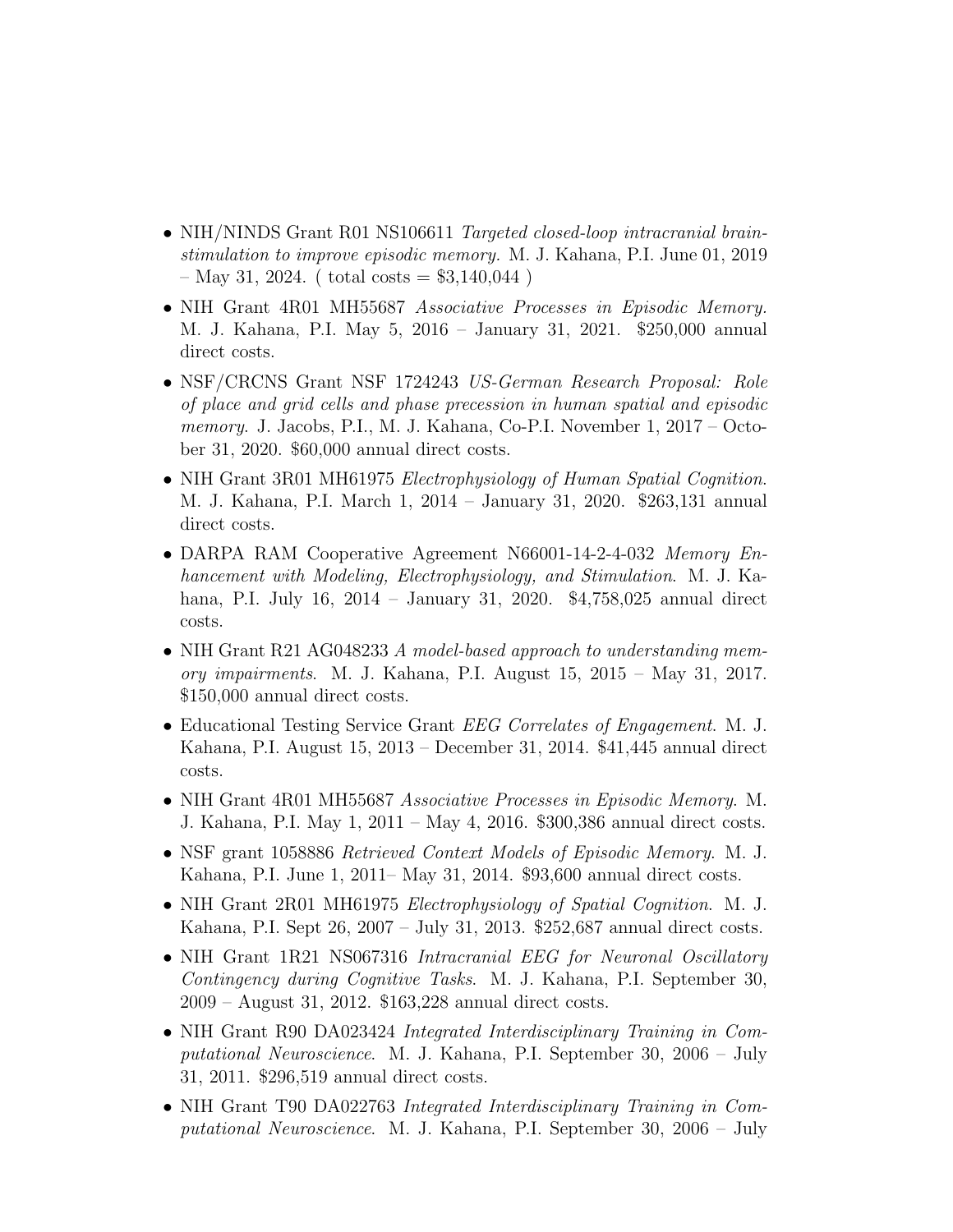- NIH/NINDS Grant R01 NS106611 *Targeted closed-loop intracranial brain-stimulation to improve episodic memory.* M. J. Kahana, P.I. June 01, 2019 – May 31, 2024. ( total costs = $3,140,044 )
- NIH Grant 4R01 MH55687 *Associative Processes in Episodic Memory.* M. J. Kahana, P.I. May 5, 2016 – January 31, 2021. $250,000 annual direct costs.
- NSF/CRCNS Grant NSF 1724243 *US-German Research Proposal: Role of place and grid cells and phase precession in human spatial and episodic memory.* J. Jacobs, P.I., M. J. Kahana, Co-P.I. November 1, 2017 – October 31, 2020. $60,000 annual direct costs.
- NIH Grant 3R01 MH61975 *Electrophysiology of Human Spatial Cognition.* M. J. Kahana, P.I. March 1, 2014 – January 31, 2020. $263,131 annual direct costs.
- DARPA RAM Cooperative Agreement N66001-14-2-4-032 *Memory Enhancement with Modeling, Electrophysiology, and Stimulation.* M. J. Kahana, P.I. July 16, 2014 – January 31, 2020. $4,758,025 annual direct costs.
- NIH Grant R21 AG048233 *A model-based approach to understanding memory impairments.* M. J. Kahana, P.I. August 15, 2015 – May 31, 2017. $150,000 annual direct costs.
- Educational Testing Service Grant *EEG Correlates of Engagement.* M. J. Kahana, P.I. August 15, 2013 – December 31, 2014. $41,445 annual direct costs.
- NIH Grant 4R01 MH55687 *Associative Processes in Episodic Memory.* M. J. Kahana, P.I. May 1, 2011 – May 4, 2016. $300,386 annual direct costs.
- NSF grant 1058886 *Retrieved Context Models of Episodic Memory.* M. J. Kahana, P.I. June 1, 2011– May 31, 2014. $93,600 annual direct costs.
- NIH Grant 2R01 MH61975 *Electrophysiology of Spatial Cognition.* M. J. Kahana, P.I. Sept 26, 2007 – July 31, 2013. $252,687 annual direct costs.
- NIH Grant 1R21 NS067316 *Intracranial EEG for Neuronal Oscillatory Contingency during Cognitive Tasks.* M. J. Kahana, P.I. September 30, 2009 – August 31, 2012. $163,228 annual direct costs.
- NIH Grant R90 DA023424 *Integrated Interdisciplinary Training in Computational Neuroscience.* M. J. Kahana, P.I. September 30, 2006 – July 31, 2011. $296,519 annual direct costs.
- NIH Grant T90 DA022763 *Integrated Interdisciplinary Training in Computational Neuroscience.* M. J. Kahana, P.I. September 30, 2006 – July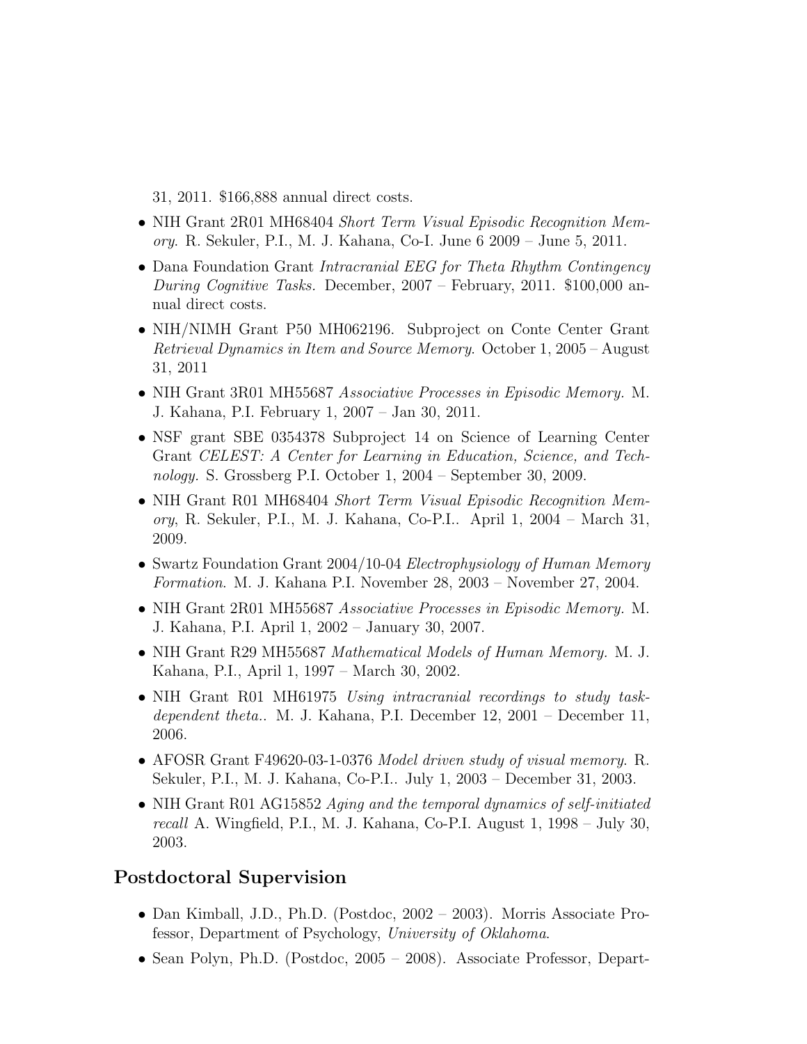31, 2011. $166,888 annual direct costs.

- NIH Grant 2R01 MH68404 *Short Term Visual Episodic Recognition Memory.* R. Sekuler, P.I., M. J. Kahana, Co-I. June 6 2009 – June 5, 2011.
- Dana Foundation Grant *Intracranial EEG for Theta Rhythm Contingency During Cognitive Tasks.* December, 2007 – February, 2011. $100,000 annual direct costs.
- NIH/NIMH Grant P50 MH062196. Subproject on Conte Center Grant *Retrieval Dynamics in Item and Source Memory.* October 1, 2005 – August 31, 2011
- NIH Grant 3R01 MH55687 *Associative Processes in Episodic Memory.* M. J. Kahana, P.I. February 1, 2007 – Jan 30, 2011.
- NSF grant SBE 0354378 Subproject 14 on Science of Learning Center Grant *CELEST: A Center for Learning in Education, Science, and Technology.* S. Grossberg P.I. October 1, 2004 – September 30, 2009.
- NIH Grant R01 MH68404 *Short Term Visual Episodic Recognition Memory*, R. Sekuler, P.I., M. J. Kahana, Co-P.I.. April 1, 2004 – March 31, 2009.
- Swartz Foundation Grant 2004/10-04 *Electrophysiology of Human Memory Formation.* M. J. Kahana P.I. November 28, 2003 – November 27, 2004.
- NIH Grant 2R01 MH55687 *Associative Processes in Episodic Memory.* M. J. Kahana, P.I. April 1, 2002 – January 30, 2007.
- NIH Grant R29 MH55687 *Mathematical Models of Human Memory.* M. J. Kahana, P.I., April 1, 1997 – March 30, 2002.
- NIH Grant R01 MH61975 *Using intracranial recordings to study task-dependent theta..* M. J. Kahana, P.I. December 12, 2001 – December 11, 2006.
- AFOSR Grant F49620-03-1-0376 *Model driven study of visual memory.* R. Sekuler, P.I., M. J. Kahana, Co-P.I.. July 1, 2003 – December 31, 2003.
- NIH Grant R01 AG15852 *Aging and the temporal dynamics of self-initiated recall* A. Wingfield, P.I., M. J. Kahana, Co-P.I. August 1, 1998 – July 30, 2003.

## Postdoctoral Supervision

- Dan Kimball, J.D., Ph.D. (Postdoc, 2002 – 2003). Morris Associate Professor, Department of Psychology, *University of Oklahoma*.
- Sean Polyn, Ph.D. (Postdoc, 2005 – 2008). Associate Professor, Depart-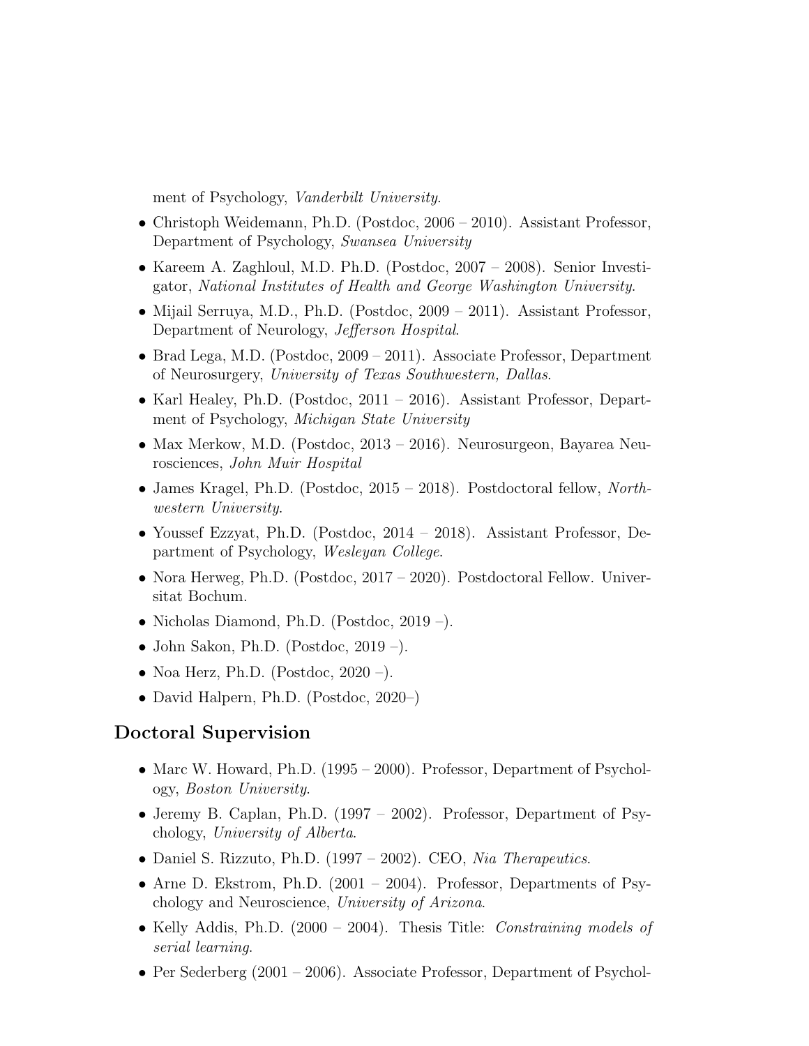ment of Psychology, *Vanderbilt University*.

- Christoph Weidemann, Ph.D. (Postdoc, 2006 – 2010). Assistant Professor, Department of Psychology, *Swansea University*
- Kareem A. Zaghloul, M.D. Ph.D. (Postdoc, 2007 – 2008). Senior Investigator, *National Institutes of Health and George Washington University*.
- Mijail Serruya, M.D., Ph.D. (Postdoc, 2009 – 2011). Assistant Professor, Department of Neurology, *Jefferson Hospital*.
- Brad Lega, M.D. (Postdoc, 2009 – 2011). Associate Professor, Department of Neurosurgery, *University of Texas Southwestern, Dallas*.
- Karl Healey, Ph.D. (Postdoc, 2011 – 2016). Assistant Professor, Department of Psychology, *Michigan State University*
- Max Merkow, M.D. (Postdoc, 2013 – 2016). Neurosurgeon, Bayarea Neurosciences, *John Muir Hospital*
- James Kragel, Ph.D. (Postdoc, 2015 – 2018). Postdoctoral fellow, *Northwestern University*.
- Youssef Ezzyat, Ph.D. (Postdoc, 2014 – 2018). Assistant Professor, Department of Psychology, *Wesleyan College*.
- Nora Herweg, Ph.D. (Postdoc, 2017 – 2020). Postdoctoral Fellow. Universitat Bochum.
- Nicholas Diamond, Ph.D. (Postdoc, 2019 –).
- John Sakon, Ph.D. (Postdoc, 2019 –).
- Noa Herz, Ph.D. (Postdoc, 2020 –).
- David Halpern, Ph.D. (Postdoc, 2020–)

## Doctoral Supervision

- Marc W. Howard, Ph.D. (1995 – 2000). Professor, Department of Psychology, *Boston University*.
- Jeremy B. Caplan, Ph.D. (1997 – 2002). Professor, Department of Psychology, *University of Alberta*.
- Daniel S. Rizzuto, Ph.D. (1997 – 2002). CEO, *Nia Therapeutics*.
- Arne D. Ekstrom, Ph.D. (2001 – 2004). Professor, Departments of Psychology and Neuroscience, *University of Arizona*.
- Kelly Addis, Ph.D. (2000 – 2004). Thesis Title: *Constraining models of serial learning*.
- Per Sederberg (2001 – 2006). Associate Professor, Department of Psychol-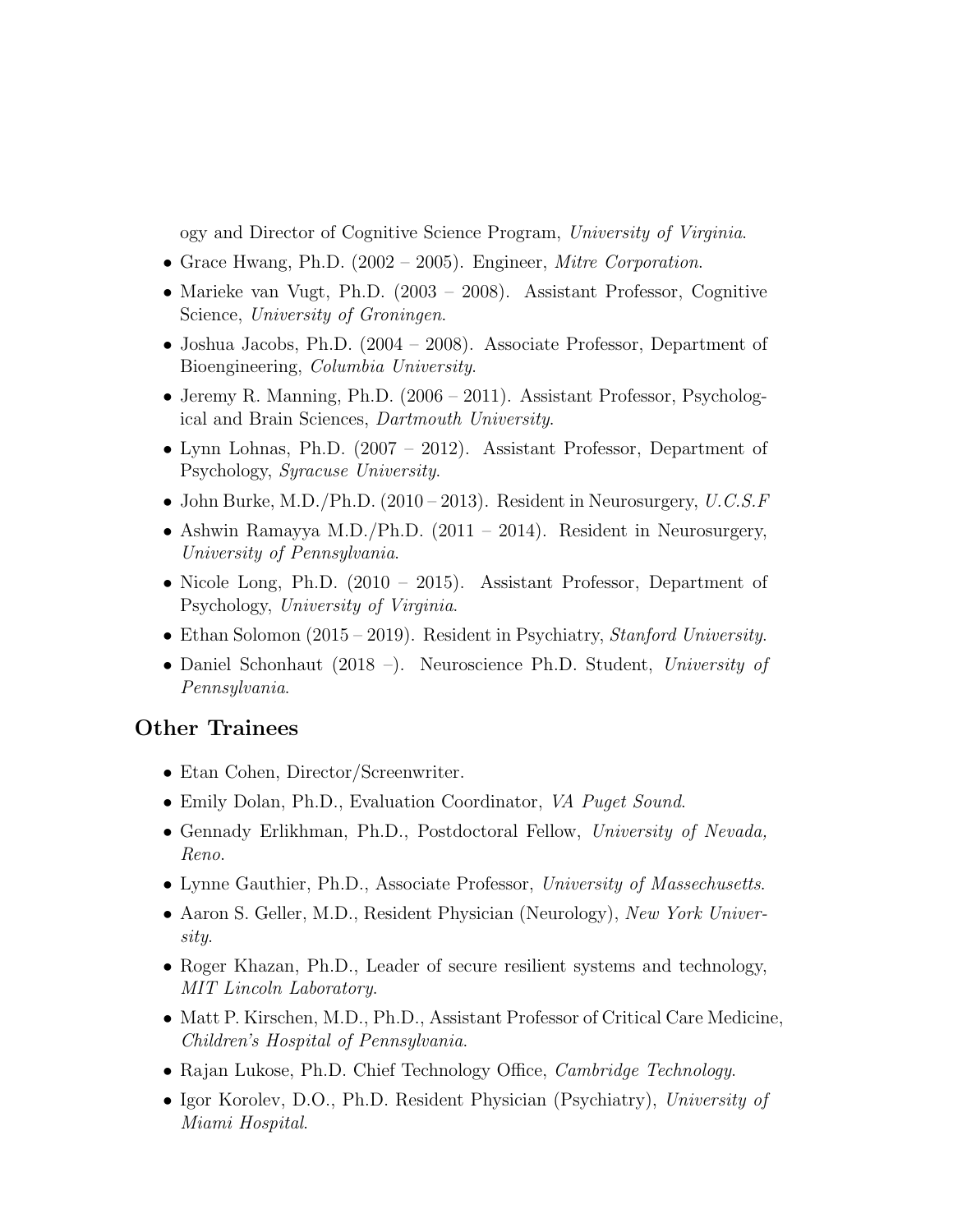ogy and Director of Cognitive Science Program, *University of Virginia*.

- Grace Hwang, Ph.D. (2002 – 2005). Engineer, *Mitre Corporation*.
- Marieke van Vugt, Ph.D. (2003 – 2008). Assistant Professor, Cognitive Science, *University of Groningen*.
- Joshua Jacobs, Ph.D. (2004 – 2008). Associate Professor, Department of Bioengineering, *Columbia University*.
- Jeremy R. Manning, Ph.D. (2006 – 2011). Assistant Professor, Psychological and Brain Sciences, *Dartmouth University*.
- Lynn Lohnas, Ph.D. (2007 – 2012). Assistant Professor, Department of Psychology, *Syracuse University*.
- John Burke, M.D./Ph.D. (2010 – 2013). Resident in Neurosurgery, *U.C.S.F*
- Ashwin Ramayya M.D./Ph.D. (2011 – 2014). Resident in Neurosurgery, *University of Pennsylvania*.
- Nicole Long, Ph.D. (2010 – 2015). Assistant Professor, Department of Psychology, *University of Virginia*.
- Ethan Solomon (2015 – 2019). Resident in Psychiatry, *Stanford University*.
- Daniel Schonhaut (2018 –). Neuroscience Ph.D. Student, *University of Pennsylvania*.

## Other Trainees

- Etan Cohen, Director/Screenwriter.
- Emily Dolan, Ph.D., Evaluation Coordinator, *VA Puget Sound*.
- Gennady Erlikhman, Ph.D., Postdoctoral Fellow, *University of Nevada, Reno*.
- Lynne Gauthier, Ph.D., Associate Professor, *University of Massechusetts*.
- Aaron S. Geller, M.D., Resident Physician (Neurology), *New York University*.
- Roger Khazan, Ph.D., Leader of secure resilient systems and technology, *MIT Lincoln Laboratory*.
- Matt P. Kirschen, M.D., Ph.D., Assistant Professor of Critical Care Medicine, *Children's Hospital of Pennsylvania*.
- Rajan Lukose, Ph.D. Chief Technology Office, *Cambridge Technology*.
- Igor Korolev, D.O., Ph.D. Resident Physician (Psychiatry), *University of Miami Hospital*.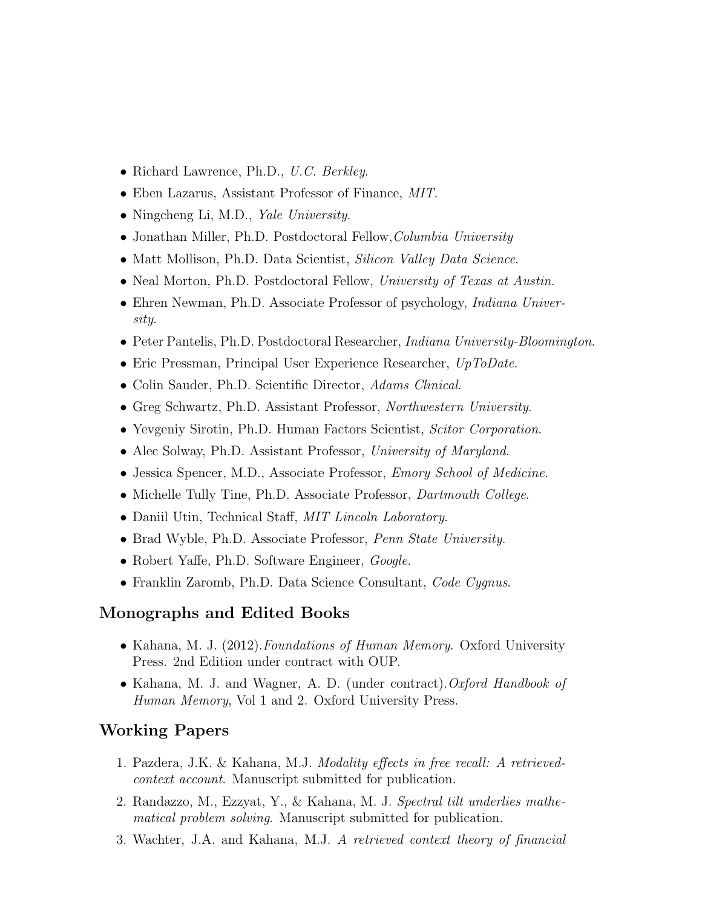- Richard Lawrence, Ph.D., *U.C. Berkley*.
- Eben Lazarus, Assistant Professor of Finance, *MIT*.
- Ningcheng Li, M.D., *Yale University*.
- Jonathan Miller, Ph.D. Postdoctoral Fellow,*Columbia University*
- Matt Mollison, Ph.D. Data Scientist, *Silicon Valley Data Science*.
- Neal Morton, Ph.D. Postdoctoral Fellow, *University of Texas at Austin*.
- Ehren Newman, Ph.D. Associate Professor of psychology, *Indiana University*.
- Peter Pantelis, Ph.D. Postdoctoral Researcher, *Indiana University-Bloomington*.
- Eric Pressman, Principal User Experience Researcher, *UpToDate*.
- Colin Sauder, Ph.D. Scientific Director, *Adams Clinical*.
- Greg Schwartz, Ph.D. Assistant Professor, *Northwestern University*.
- Yevgeniy Sirotin, Ph.D. Human Factors Scientist, *Scitor Corporation*.
- Alec Solway, Ph.D. Assistant Professor, *University of Maryland*.
- Jessica Spencer, M.D., Associate Professor, *Emory School of Medicine*.
- Michelle Tully Tine, Ph.D. Associate Professor, *Dartmouth College*.
- Daniil Utin, Technical Staff, *MIT Lincoln Laboratory*.
- Brad Wyble, Ph.D. Associate Professor, *Penn State University*.
- Robert Yaffe, Ph.D. Software Engineer, *Google*.
- Franklin Zaromb, Ph.D. Data Science Consultant, *Code Cygnus*.

## Monographs and Edited Books

- Kahana, M. J. (2012).*Foundations of Human Memory*. Oxford University Press. 2nd Edition under contract with OUP.
- Kahana, M. J. and Wagner, A. D. (under contract).*Oxford Handbook of Human Memory*, Vol 1 and 2. Oxford University Press.

## Working Papers

1. Pazdera, J.K. & Kahana, M.J. *Modality effects in free recall: A retrieved-context account*. Manuscript submitted for publication.
2. Randazzo, M., Ezzyat, Y., & Kahana, M. J. *Spectral tilt underlies mathematical problem solving*. Manuscript submitted for publication.
3. Wachter, J.A. and Kahana, M.J. *A retrieved context theory of financial*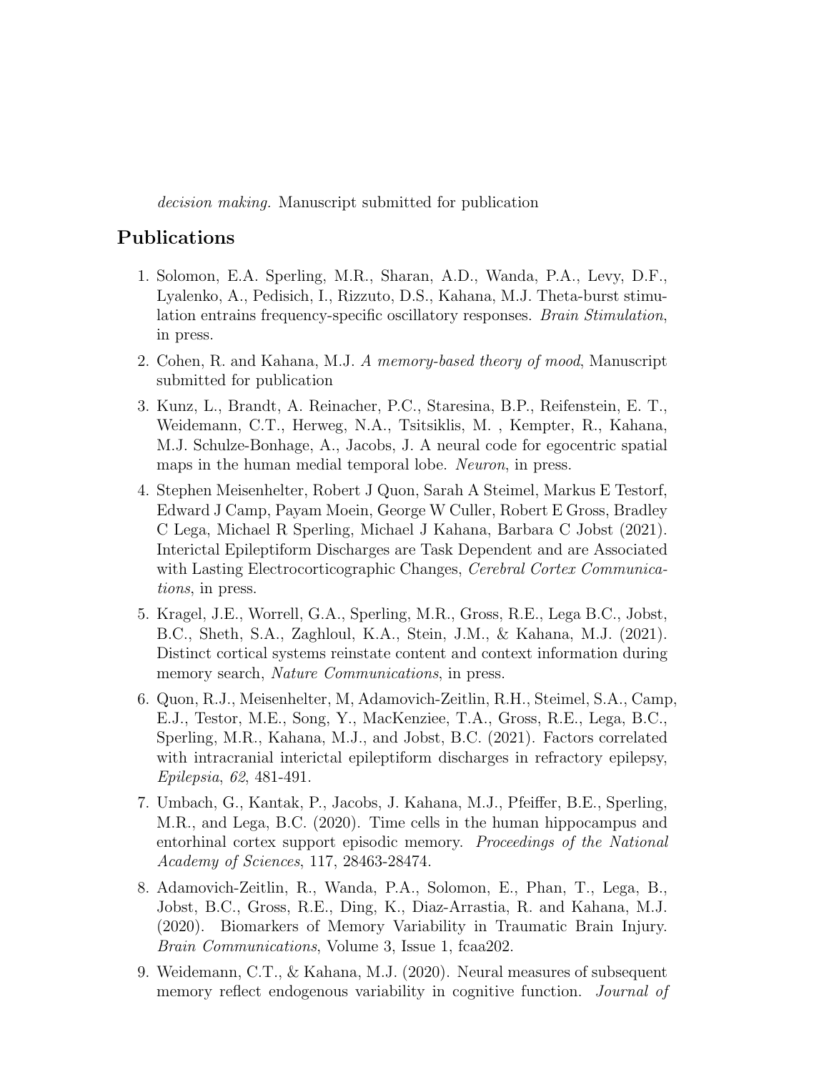*decision making.* Manuscript submitted for publication

## Publications

1. Solomon, E.A. Sperling, M.R., Sharan, A.D., Wanda, P.A., Levy, D.F., Lyalenko, A., Pedisich, I., Rizzuto, D.S., Kahana, M.J. Theta-burst stimulation entrains frequency-specific oscillatory responses. *Brain Stimulation*, in press.

2. Cohen, R. and Kahana, M.J. *A memory-based theory of mood*, Manuscript submitted for publication

3. Kunz, L., Brandt, A. Reinacher, P.C., Staresina, B.P., Reifenstein, E. T., Weidemann, C.T., Herweg, N.A., Tsitsiklis, M. , Kempter, R., Kahana, M.J. Schulze-Bonhage, A., Jacobs, J. A neural code for egocentric spatial maps in the human medial temporal lobe. *Neuron*, in press.

4. Stephen Meisenhelter, Robert J Quon, Sarah A Steimel, Markus E Testorf, Edward J Camp, Payam Moein, George W Culler, Robert E Gross, Bradley C Lega, Michael R Sperling, Michael J Kahana, Barbara C Jobst (2021). Interictal Epileptiform Discharges are Task Dependent and are Associated with Lasting Electrocorticographic Changes, *Cerebral Cortex Communications*, in press.

5. Kragel, J.E., Worrell, G.A., Sperling, M.R., Gross, R.E., Lega B.C., Jobst, B.C., Sheth, S.A., Zaghloul, K.A., Stein, J.M., & Kahana, M.J. (2021). Distinct cortical systems reinstate content and context information during memory search, *Nature Communications*, in press.

6. Quon, R.J., Meisenhelter, M, Adamovich-Zeitlin, R.H., Steimel, S.A., Camp, E.J., Testor, M.E., Song, Y., MacKenziee, T.A., Gross, R.E., Lega, B.C., Sperling, M.R., Kahana, M.J., and Jobst, B.C. (2021). Factors correlated with intracranial interictal epileptiform discharges in refractory epilepsy, *Epilepsia*, *62*, 481-491.

7. Umbach, G., Kantak, P., Jacobs, J. Kahana, M.J., Pfeiffer, B.E., Sperling, M.R., and Lega, B.C. (2020). Time cells in the human hippocampus and entorhinal cortex support episodic memory. *Proceedings of the National Academy of Sciences*, 117, 28463-28474.

8. Adamovich-Zeitlin, R., Wanda, P.A., Solomon, E., Phan, T., Lega, B., Jobst, B.C., Gross, R.E., Ding, K., Diaz-Arrastia, R. and Kahana, M.J. (2020). Biomarkers of Memory Variability in Traumatic Brain Injury. *Brain Communications*, Volume 3, Issue 1, fcaa202.

9. Weidemann, C.T., & Kahana, M.J. (2020). Neural measures of subsequent memory reflect endogenous variability in cognitive function. *Journal of*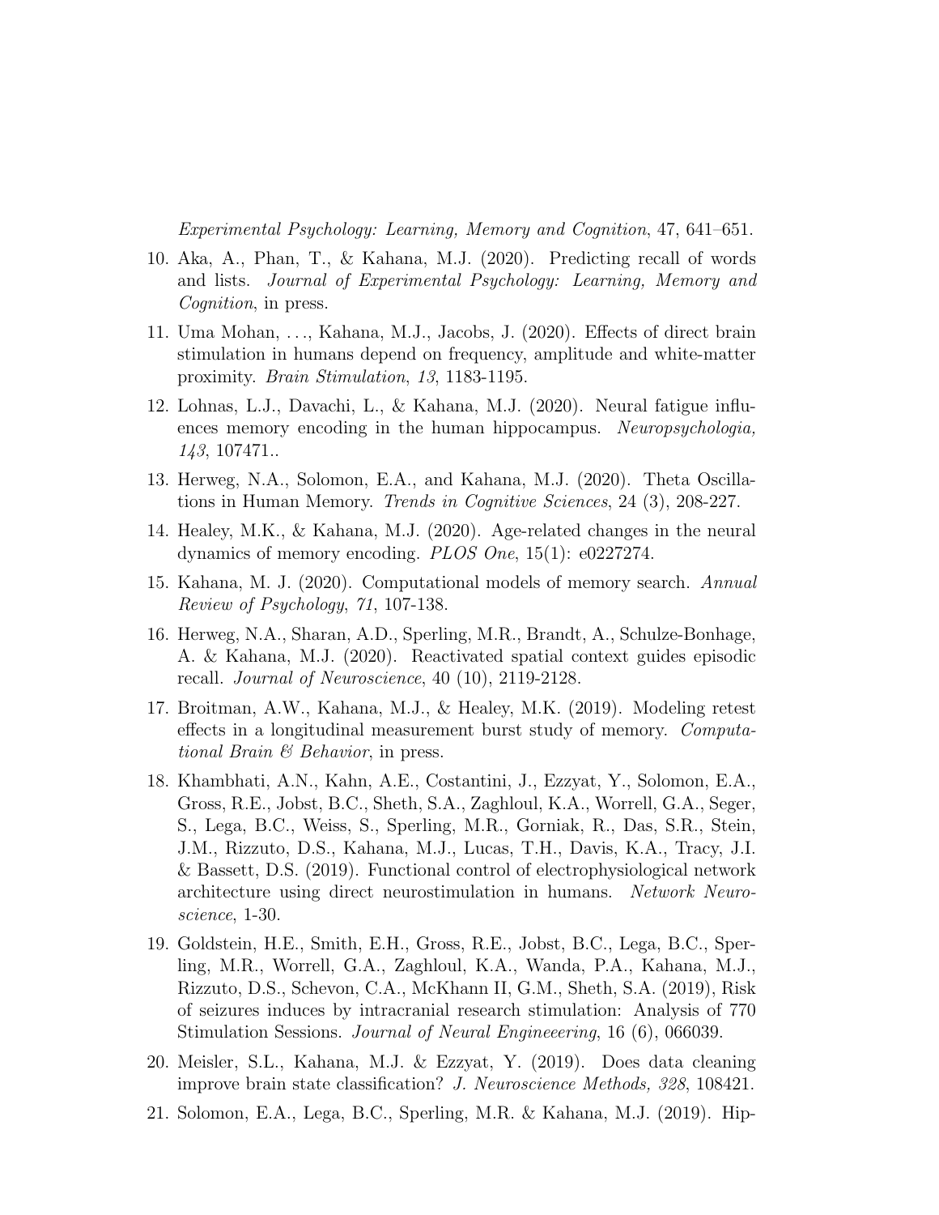*Experimental Psychology: Learning, Memory and Cognition*, 47, 641–651.

10. Aka, A., Phan, T., & Kahana, M.J. (2020). Predicting recall of words and lists. *Journal of Experimental Psychology: Learning, Memory and Cognition*, in press.

11. Uma Mohan, . . ., Kahana, M.J., Jacobs, J. (2020). Effects of direct brain stimulation in humans depend on frequency, amplitude and white-matter proximity. *Brain Stimulation*, *13*, 1183-1195.

12. Lohnas, L.J., Davachi, L., & Kahana, M.J. (2020). Neural fatigue influences memory encoding in the human hippocampus. *Neuropsychologia, 143*, 107471..

13. Herweg, N.A., Solomon, E.A., and Kahana, M.J. (2020). Theta Oscillations in Human Memory. *Trends in Cognitive Sciences*, 24 (3), 208-227.

14. Healey, M.K., & Kahana, M.J. (2020). Age-related changes in the neural dynamics of memory encoding. *PLOS One*, 15(1): e0227274.

15. Kahana, M. J. (2020). Computational models of memory search. *Annual Review of Psychology*, *71*, 107-138.

16. Herweg, N.A., Sharan, A.D., Sperling, M.R., Brandt, A., Schulze-Bonhage, A. & Kahana, M.J. (2020). Reactivated spatial context guides episodic recall. *Journal of Neuroscience*, 40 (10), 2119-2128.

17. Broitman, A.W., Kahana, M.J., & Healey, M.K. (2019). Modeling retest effects in a longitudinal measurement burst study of memory. *Computational Brain & Behavior*, in press.

18. Khambhati, A.N., Kahn, A.E., Costantini, J., Ezzyat, Y., Solomon, E.A., Gross, R.E., Jobst, B.C., Sheth, S.A., Zaghloul, K.A., Worrell, G.A., Seger, S., Lega, B.C., Weiss, S., Sperling, M.R., Gorniak, R., Das, S.R., Stein, J.M., Rizzuto, D.S., Kahana, M.J., Lucas, T.H., Davis, K.A., Tracy, J.I. & Bassett, D.S. (2019). Functional control of electrophysiological network architecture using direct neurostimulation in humans. *Network Neuroscience*, 1-30.

19. Goldstein, H.E., Smith, E.H., Gross, R.E., Jobst, B.C., Lega, B.C., Sperling, M.R., Worrell, G.A., Zaghloul, K.A., Wanda, P.A., Kahana, M.J., Rizzuto, D.S., Schevon, C.A., McKhann II, G.M., Sheth, S.A. (2019), Risk of seizures induces by intracranial research stimulation: Analysis of 770 Stimulation Sessions. *Journal of Neural Engineeering*, 16 (6), 066039.

20. Meisler, S.L., Kahana, M.J. & Ezzyat, Y. (2019). Does data cleaning improve brain state classification? *J. Neuroscience Methods, 328*, 108421.

21. Solomon, E.A., Lega, B.C., Sperling, M.R. & Kahana, M.J. (2019). Hip-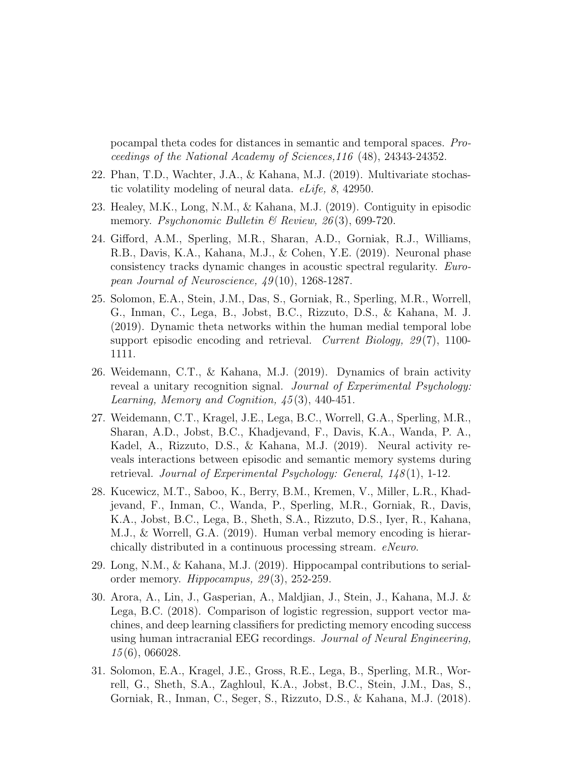pocampal theta codes for distances in semantic and temporal spaces. *Proceedings of the National Academy of Sciences,116* (48), 24343-24352.

22. Phan, T.D., Wachter, J.A., & Kahana, M.J. (2019). Multivariate stochastic volatility modeling of neural data. *eLife, 8*, 42950.
23. Healey, M.K., Long, N.M., & Kahana, M.J. (2019). Contiguity in episodic memory. *Psychonomic Bulletin & Review, 26*(3), 699-720.
24. Gifford, A.M., Sperling, M.R., Sharan, A.D., Gorniak, R.J., Williams, R.B., Davis, K.A., Kahana, M.J., & Cohen, Y.E. (2019). Neuronal phase consistency tracks dynamic changes in acoustic spectral regularity. *European Journal of Neuroscience, 49*(10), 1268-1287.
25. Solomon, E.A., Stein, J.M., Das, S., Gorniak, R., Sperling, M.R., Worrell, G., Inman, C., Lega, B., Jobst, B.C., Rizzuto, D.S., & Kahana, M. J. (2019). Dynamic theta networks within the human medial temporal lobe support episodic encoding and retrieval. *Current Biology, 29*(7), 1100-1111.
26. Weidemann, C.T., & Kahana, M.J. (2019). Dynamics of brain activity reveal a unitary recognition signal. *Journal of Experimental Psychology: Learning, Memory and Cognition, 45*(3), 440-451.
27. Weidemann, C.T., Kragel, J.E., Lega, B.C., Worrell, G.A., Sperling, M.R., Sharan, A.D., Jobst, B.C., Khadjevand, F., Davis, K.A., Wanda, P. A., Kadel, A., Rizzuto, D.S., & Kahana, M.J. (2019). Neural activity reveals interactions between episodic and semantic memory systems during retrieval. *Journal of Experimental Psychology: General, 148*(1), 1-12.
28. Kucewicz, M.T., Saboo, K., Berry, B.M., Kremen, V., Miller, L.R., Khadjevand, F., Inman, C., Wanda, P., Sperling, M.R., Gorniak, R., Davis, K.A., Jobst, B.C., Lega, B., Sheth, S.A., Rizzuto, D.S., Iyer, R., Kahana, M.J., & Worrell, G.A. (2019). Human verbal memory encoding is hierarchically distributed in a continuous processing stream. *eNeuro*.
29. Long, N.M., & Kahana, M.J. (2019). Hippocampal contributions to serial-order memory. *Hippocampus, 29*(3), 252-259.
30. Arora, A., Lin, J., Gasperian, A., Maldjian, J., Stein, J., Kahana, M.J. & Lega, B.C. (2018). Comparison of logistic regression, support vector machines, and deep learning classifiers for predicting memory encoding success using human intracranial EEG recordings. *Journal of Neural Engineering, 15*(6), 066028.
31. Solomon, E.A., Kragel, J.E., Gross, R.E., Lega, B., Sperling, M.R., Worrell, G., Sheth, S.A., Zaghloul, K.A., Jobst, B.C., Stein, J.M., Das, S., Gorniak, R., Inman, C., Seger, S., Rizzuto, D.S., & Kahana, M.J. (2018).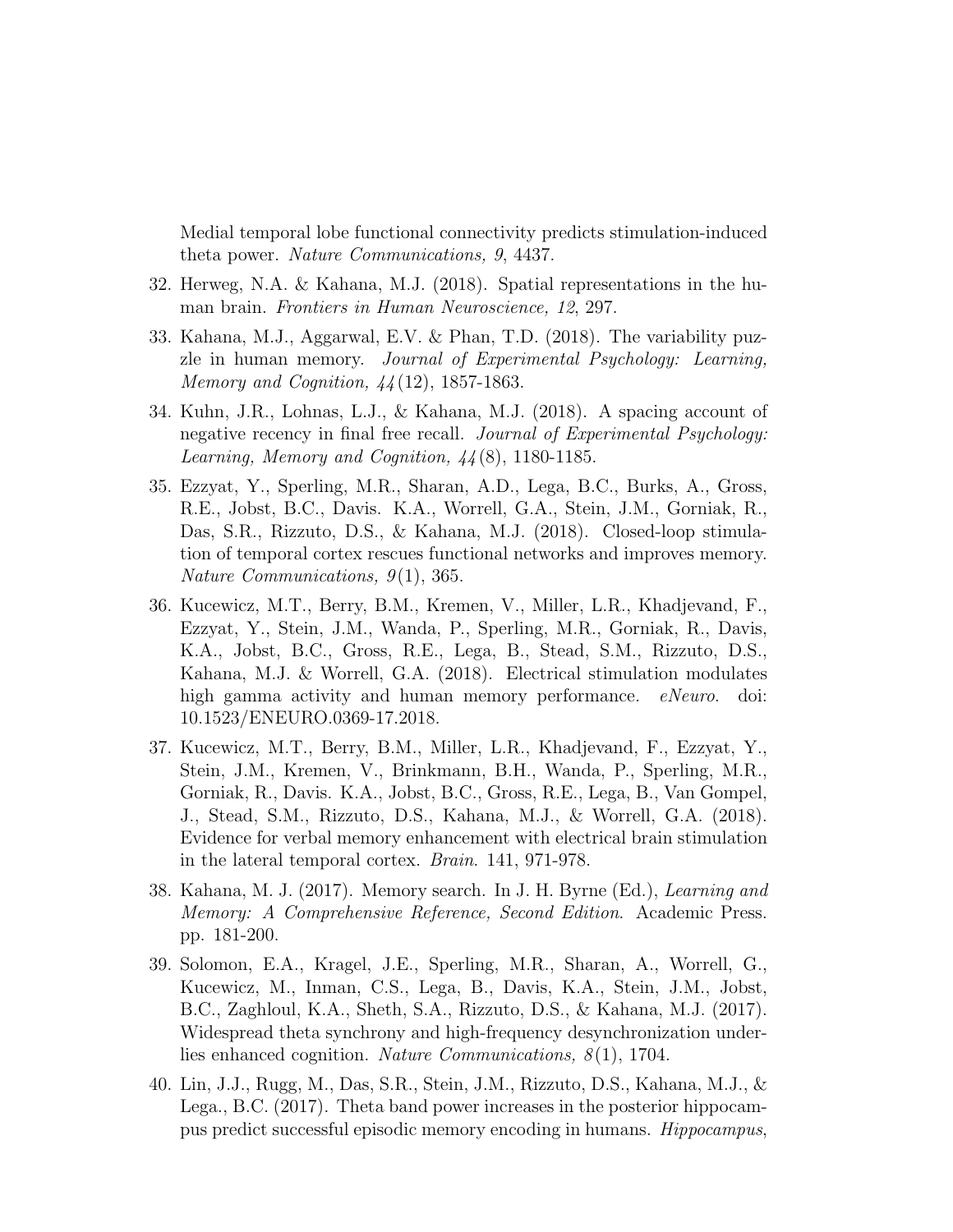Medial temporal lobe functional connectivity predicts stimulation-induced theta power. *Nature Communications, 9*, 4437.

32. Herweg, N.A. & Kahana, M.J. (2018). Spatial representations in the human brain. *Frontiers in Human Neuroscience, 12*, 297.

33. Kahana, M.J., Aggarwal, E.V. & Phan, T.D. (2018). The variability puzzle in human memory. *Journal of Experimental Psychology: Learning, Memory and Cognition, 44*(12), 1857-1863.

34. Kuhn, J.R., Lohnas, L.J., & Kahana, M.J. (2018). A spacing account of negative recency in final free recall. *Journal of Experimental Psychology: Learning, Memory and Cognition, 44*(8), 1180-1185.

35. Ezzyat, Y., Sperling, M.R., Sharan, A.D., Lega, B.C., Burks, A., Gross, R.E., Jobst, B.C., Davis. K.A., Worrell, G.A., Stein, J.M., Gorniak, R., Das, S.R., Rizzuto, D.S., & Kahana, M.J. (2018). Closed-loop stimulation of temporal cortex rescues functional networks and improves memory. *Nature Communications, 9*(1), 365.

36. Kucewicz, M.T., Berry, B.M., Kremen, V., Miller, L.R., Khadjevand, F., Ezzyat, Y., Stein, J.M., Wanda, P., Sperling, M.R., Gorniak, R., Davis, K.A., Jobst, B.C., Gross, R.E., Lega, B., Stead, S.M., Rizzuto, D.S., Kahana, M.J. & Worrell, G.A. (2018). Electrical stimulation modulates high gamma activity and human memory performance. *eNeuro*. doi: 10.1523/ENEURO.0369-17.2018.

37. Kucewicz, M.T., Berry, B.M., Miller, L.R., Khadjevand, F., Ezzyat, Y., Stein, J.M., Kremen, V., Brinkmann, B.H., Wanda, P., Sperling, M.R., Gorniak, R., Davis. K.A., Jobst, B.C., Gross, R.E., Lega, B., Van Gompel, J., Stead, S.M., Rizzuto, D.S., Kahana, M.J., & Worrell, G.A. (2018). Evidence for verbal memory enhancement with electrical brain stimulation in the lateral temporal cortex. *Brain*. 141, 971-978.

38. Kahana, M. J. (2017). Memory search. In J. H. Byrne (Ed.), *Learning and Memory: A Comprehensive Reference, Second Edition*. Academic Press. pp. 181-200.

39. Solomon, E.A., Kragel, J.E., Sperling, M.R., Sharan, A., Worrell, G., Kucewicz, M., Inman, C.S., Lega, B., Davis, K.A., Stein, J.M., Jobst, B.C., Zaghloul, K.A., Sheth, S.A., Rizzuto, D.S., & Kahana, M.J. (2017). Widespread theta synchrony and high-frequency desynchronization underlies enhanced cognition. *Nature Communications, 8*(1), 1704.

40. Lin, J.J., Rugg, M., Das, S.R., Stein, J.M., Rizzuto, D.S., Kahana, M.J., & Lega., B.C. (2017). Theta band power increases in the posterior hippocampus predict successful episodic memory encoding in humans. *Hippocampus*,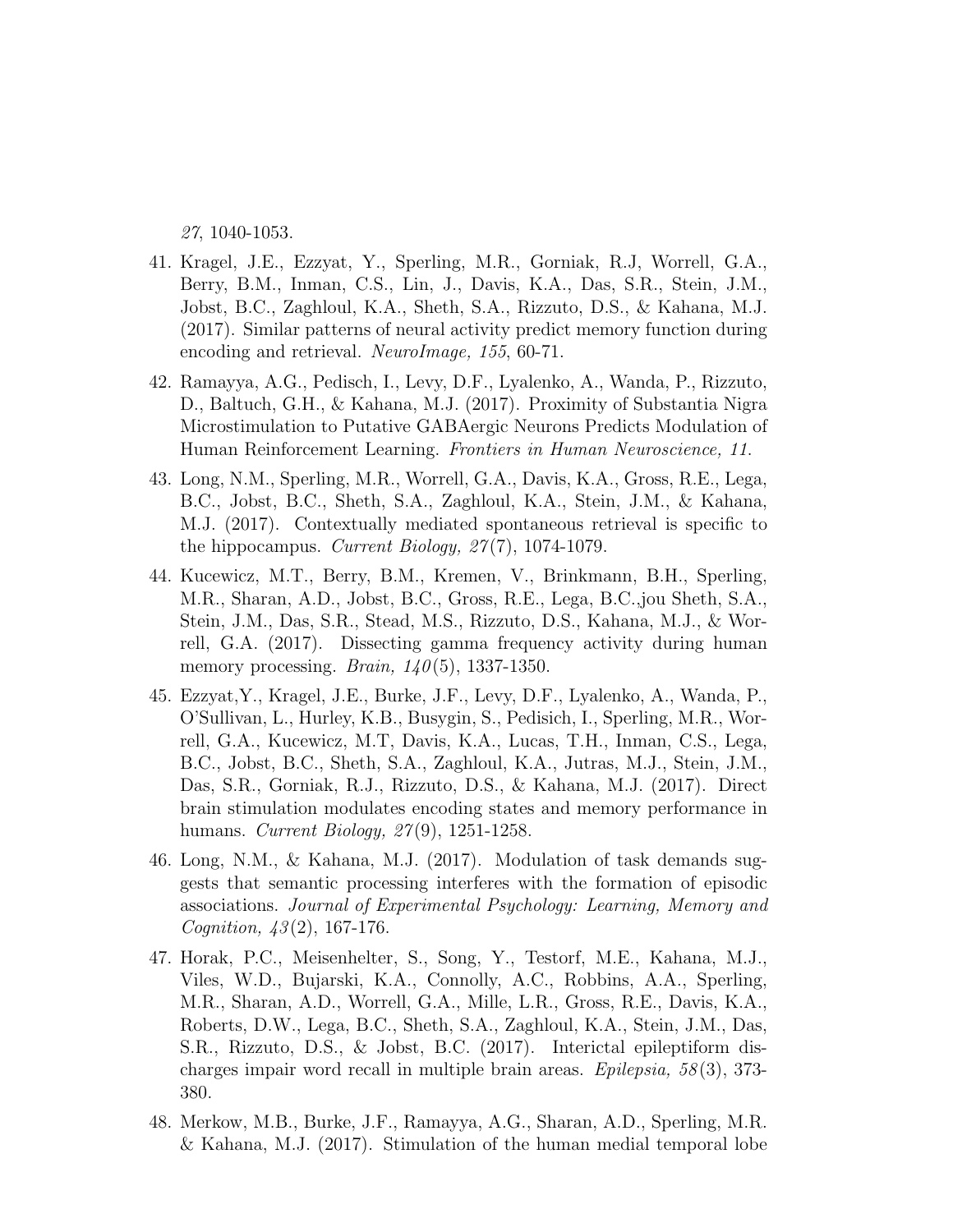*27*, 1040-1053.

41. Kragel, J.E., Ezzyat, Y., Sperling, M.R., Gorniak, R.J, Worrell, G.A., Berry, B.M., Inman, C.S., Lin, J., Davis, K.A., Das, S.R., Stein, J.M., Jobst, B.C., Zaghloul, K.A., Sheth, S.A., Rizzuto, D.S., & Kahana, M.J. (2017). Similar patterns of neural activity predict memory function during encoding and retrieval. *NeuroImage, 155*, 60-71.

42. Ramayya, A.G., Pedisch, I., Levy, D.F., Lyalenko, A., Wanda, P., Rizzuto, D., Baltuch, G.H., & Kahana, M.J. (2017). Proximity of Substantia Nigra Microstimulation to Putative GABAergic Neurons Predicts Modulation of Human Reinforcement Learning. *Frontiers in Human Neuroscience, 11*.

43. Long, N.M., Sperling, M.R., Worrell, G.A., Davis, K.A., Gross, R.E., Lega, B.C., Jobst, B.C., Sheth, S.A., Zaghloul, K.A., Stein, J.M., & Kahana, M.J. (2017). Contextually mediated spontaneous retrieval is specific to the hippocampus. *Current Biology, 27*(7), 1074-1079.

44. Kucewicz, M.T., Berry, B.M., Kremen, V., Brinkmann, B.H., Sperling, M.R., Sharan, A.D., Jobst, B.C., Gross, R.E., Lega, B.C.,jou Sheth, S.A., Stein, J.M., Das, S.R., Stead, M.S., Rizzuto, D.S., Kahana, M.J., & Worrell, G.A. (2017). Dissecting gamma frequency activity during human memory processing. *Brain, 140*(5), 1337-1350.

45. Ezzyat,Y., Kragel, J.E., Burke, J.F., Levy, D.F., Lyalenko, A., Wanda, P., O'Sullivan, L., Hurley, K.B., Busygin, S., Pedisich, I., Sperling, M.R., Worrell, G.A., Kucewicz, M.T, Davis, K.A., Lucas, T.H., Inman, C.S., Lega, B.C., Jobst, B.C., Sheth, S.A., Zaghloul, K.A., Jutras, M.J., Stein, J.M., Das, S.R., Gorniak, R.J., Rizzuto, D.S., & Kahana, M.J. (2017). Direct brain stimulation modulates encoding states and memory performance in humans. *Current Biology, 27*(9), 1251-1258.

46. Long, N.M., & Kahana, M.J. (2017). Modulation of task demands suggests that semantic processing interferes with the formation of episodic associations. *Journal of Experimental Psychology: Learning, Memory and Cognition, 43*(2), 167-176.

47. Horak, P.C., Meisenhelter, S., Song, Y., Testorf, M.E., Kahana, M.J., Viles, W.D., Bujarski, K.A., Connolly, A.C., Robbins, A.A., Sperling, M.R., Sharan, A.D., Worrell, G.A., Mille, L.R., Gross, R.E., Davis, K.A., Roberts, D.W., Lega, B.C., Sheth, S.A., Zaghloul, K.A., Stein, J.M., Das, S.R., Rizzuto, D.S., & Jobst, B.C. (2017). Interictal epileptiform discharges impair word recall in multiple brain areas. *Epilepsia, 58*(3), 373-380.

48. Merkow, M.B., Burke, J.F., Ramayya, A.G., Sharan, A.D., Sperling, M.R. & Kahana, M.J. (2017). Stimulation of the human medial temporal lobe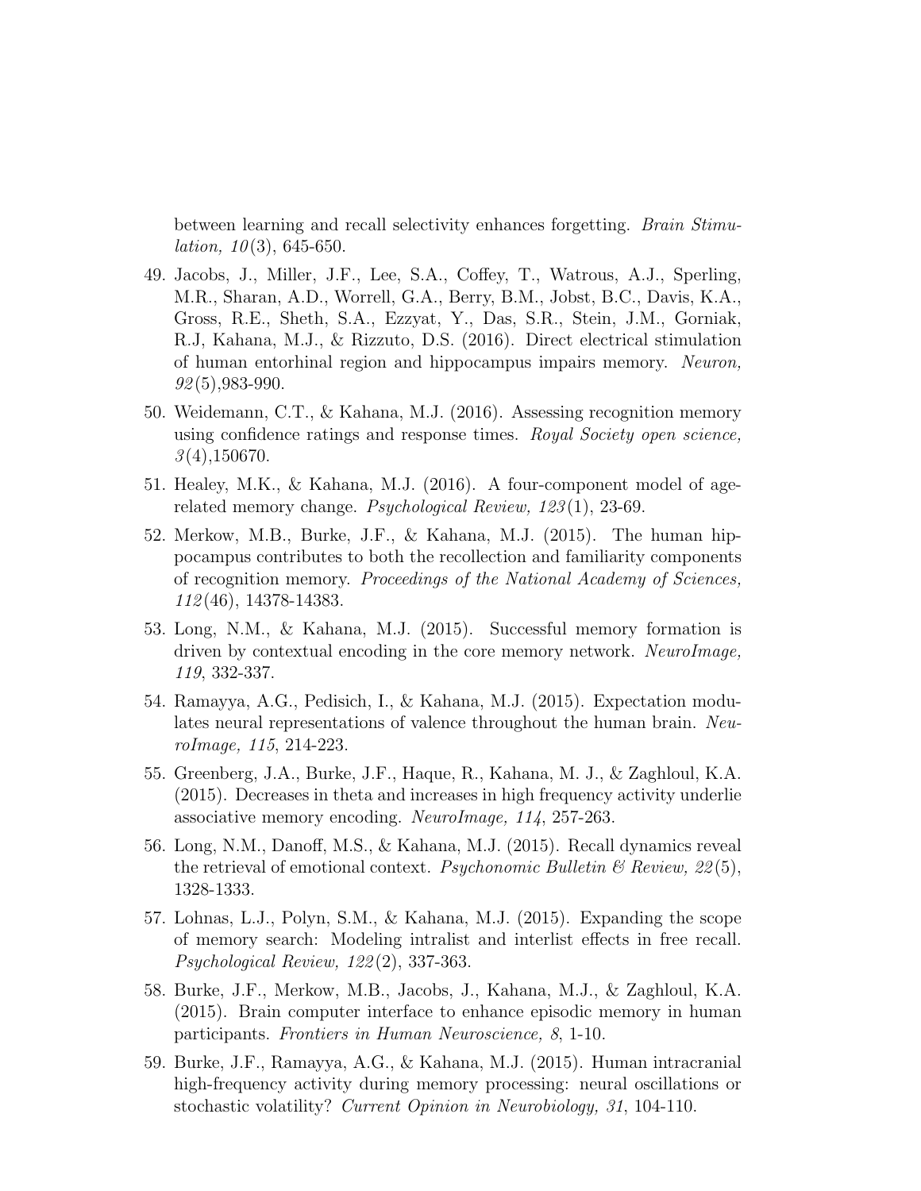between learning and recall selectivity enhances forgetting. *Brain Stimulation, 10*(3), 645-650.

49. Jacobs, J., Miller, J.F., Lee, S.A., Coffey, T., Watrous, A.J., Sperling, M.R., Sharan, A.D., Worrell, G.A., Berry, B.M., Jobst, B.C., Davis, K.A., Gross, R.E., Sheth, S.A., Ezzyat, Y., Das, S.R., Stein, J.M., Gorniak, R.J, Kahana, M.J., & Rizzuto, D.S. (2016). Direct electrical stimulation of human entorhinal region and hippocampus impairs memory. *Neuron, 92*(5),983-990.

50. Weidemann, C.T., & Kahana, M.J. (2016). Assessing recognition memory using confidence ratings and response times. *Royal Society open science, 3*(4),150670.

51. Healey, M.K., & Kahana, M.J. (2016). A four-component model of age-related memory change. *Psychological Review, 123*(1), 23-69.

52. Merkow, M.B., Burke, J.F., & Kahana, M.J. (2015). The human hippocampus contributes to both the recollection and familiarity components of recognition memory. *Proceedings of the National Academy of Sciences, 112*(46), 14378-14383.

53. Long, N.M., & Kahana, M.J. (2015). Successful memory formation is driven by contextual encoding in the core memory network. *NeuroImage, 119*, 332-337.

54. Ramayya, A.G., Pedisich, I., & Kahana, M.J. (2015). Expectation modulates neural representations of valence throughout the human brain. *NeuroImage, 115*, 214-223.

55. Greenberg, J.A., Burke, J.F., Haque, R., Kahana, M. J., & Zaghloul, K.A. (2015). Decreases in theta and increases in high frequency activity underlie associative memory encoding. *NeuroImage, 114*, 257-263.

56. Long, N.M., Danoff, M.S., & Kahana, M.J. (2015). Recall dynamics reveal the retrieval of emotional context. *Psychonomic Bulletin & Review, 22*(5), 1328-1333.

57. Lohnas, L.J., Polyn, S.M., & Kahana, M.J. (2015). Expanding the scope of memory search: Modeling intralist and interlist effects in free recall. *Psychological Review, 122*(2), 337-363.

58. Burke, J.F., Merkow, M.B., Jacobs, J., Kahana, M.J., & Zaghloul, K.A. (2015). Brain computer interface to enhance episodic memory in human participants. *Frontiers in Human Neuroscience, 8*, 1-10.

59. Burke, J.F., Ramayya, A.G., & Kahana, M.J. (2015). Human intracranial high-frequency activity during memory processing: neural oscillations or stochastic volatility? *Current Opinion in Neurobiology, 31*, 104-110.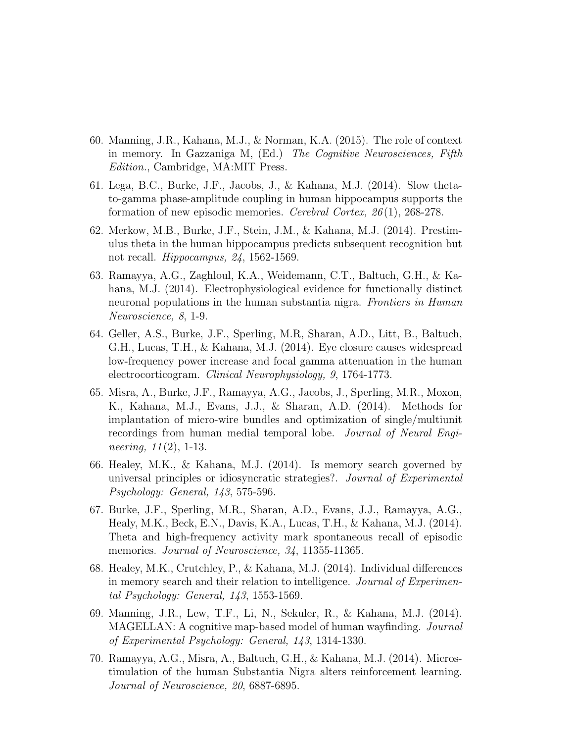60. Manning, J.R., Kahana, M.J., & Norman, K.A. (2015). The role of context in memory. In Gazzaniga M, (Ed.) *The Cognitive Neurosciences, Fifth Edition.*, Cambridge, MA:MIT Press.

61. Lega, B.C., Burke, J.F., Jacobs, J., & Kahana, M.J. (2014). Slow theta-to-gamma phase-amplitude coupling in human hippocampus supports the formation of new episodic memories. *Cerebral Cortex, 26*(1), 268-278.

62. Merkow, M.B., Burke, J.F., Stein, J.M., & Kahana, M.J. (2014). Prestimulus theta in the human hippocampus predicts subsequent recognition but not recall. *Hippocampus, 24*, 1562-1569.

63. Ramayya, A.G., Zaghloul, K.A., Weidemann, C.T., Baltuch, G.H., & Kahana, M.J. (2014). Electrophysiological evidence for functionally distinct neuronal populations in the human substantia nigra. *Frontiers in Human Neuroscience, 8*, 1-9.

64. Geller, A.S., Burke, J.F., Sperling, M.R, Sharan, A.D., Litt, B., Baltuch, G.H., Lucas, T.H., & Kahana, M.J. (2014). Eye closure causes widespread low-frequency power increase and focal gamma attenuation in the human electrocorticogram. *Clinical Neurophysiology, 9*, 1764-1773.

65. Misra, A., Burke, J.F., Ramayya, A.G., Jacobs, J., Sperling, M.R., Moxon, K., Kahana, M.J., Evans, J.J., & Sharan, A.D. (2014). Methods for implantation of micro-wire bundles and optimization of single/multiunit recordings from human medial temporal lobe. *Journal of Neural Engineering, 11*(2), 1-13.

66. Healey, M.K., & Kahana, M.J. (2014). Is memory search governed by universal principles or idiosyncratic strategies?. *Journal of Experimental Psychology: General, 143*, 575-596.

67. Burke, J.F., Sperling, M.R., Sharan, A.D., Evans, J.J., Ramayya, A.G., Healy, M.K., Beck, E.N., Davis, K.A., Lucas, T.H., & Kahana, M.J. (2014). Theta and high-frequency activity mark spontaneous recall of episodic memories. *Journal of Neuroscience, 34*, 11355-11365.

68. Healey, M.K., Crutchley, P., & Kahana, M.J. (2014). Individual differences in memory search and their relation to intelligence. *Journal of Experimental Psychology: General, 143*, 1553-1569.

69. Manning, J.R., Lew, T.F., Li, N., Sekuler, R., & Kahana, M.J. (2014). MAGELLAN: A cognitive map-based model of human wayfinding. *Journal of Experimental Psychology: General, 143*, 1314-1330.

70. Ramayya, A.G., Misra, A., Baltuch, G.H., & Kahana, M.J. (2014). Microstimulation of the human Substantia Nigra alters reinforcement learning. *Journal of Neuroscience, 20*, 6887-6895.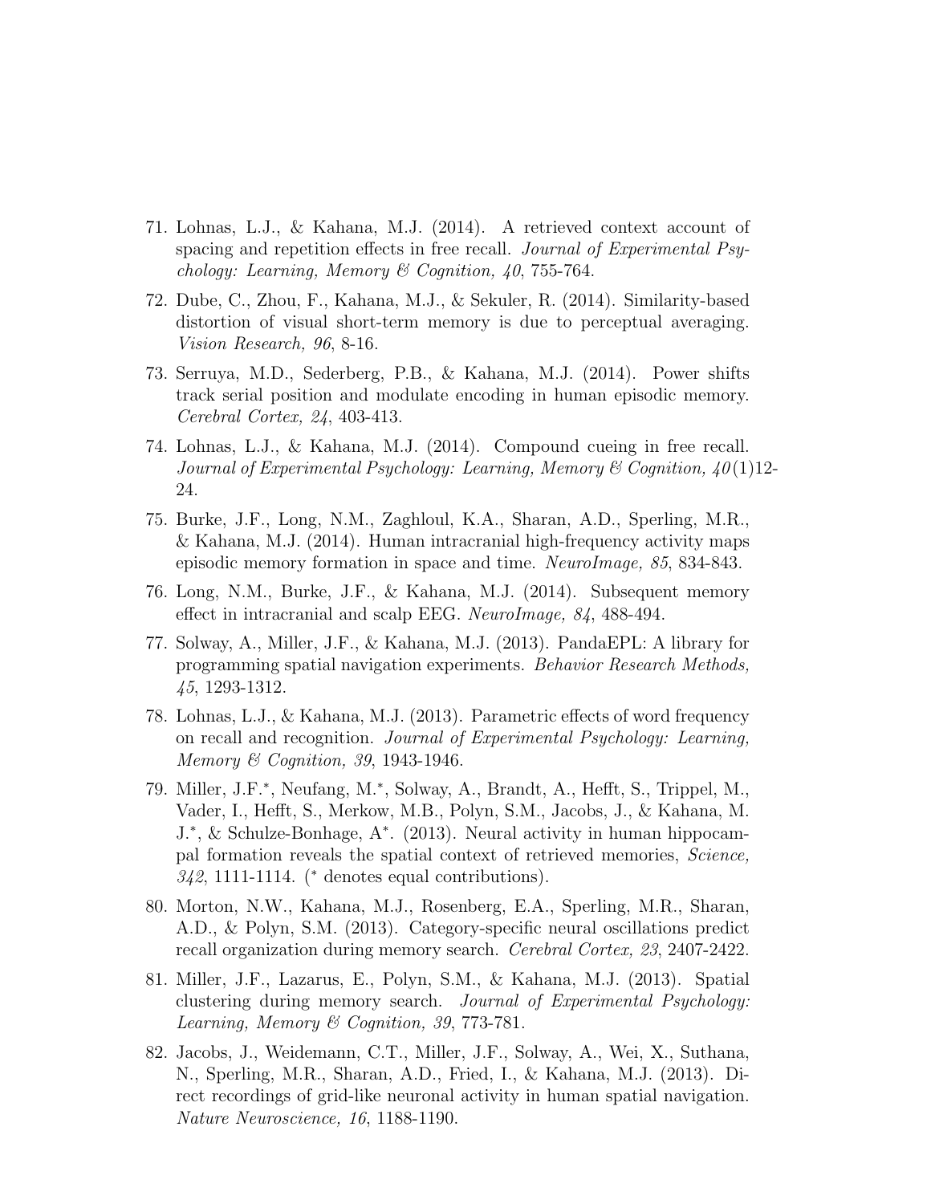71. Lohnas, L.J., & Kahana, M.J. (2014). A retrieved context account of spacing and repetition effects in free recall. *Journal of Experimental Psychology: Learning, Memory & Cognition, 40*, 755-764.
72. Dube, C., Zhou, F., Kahana, M.J., & Sekuler, R. (2014). Similarity-based distortion of visual short-term memory is due to perceptual averaging. *Vision Research, 96*, 8-16.
73. Serruya, M.D., Sederberg, P.B., & Kahana, M.J. (2014). Power shifts track serial position and modulate encoding in human episodic memory. *Cerebral Cortex, 24*, 403-413.
74. Lohnas, L.J., & Kahana, M.J. (2014). Compound cueing in free recall. *Journal of Experimental Psychology: Learning, Memory & Cognition, 40*(1)12-24.
75. Burke, J.F., Long, N.M., Zaghloul, K.A., Sharan, A.D., Sperling, M.R., & Kahana, M.J. (2014). Human intracranial high-frequency activity maps episodic memory formation in space and time. *NeuroImage, 85*, 834-843.
76. Long, N.M., Burke, J.F., & Kahana, M.J. (2014). Subsequent memory effect in intracranial and scalp EEG. *NeuroImage, 84*, 488-494.
77. Solway, A., Miller, J.F., & Kahana, M.J. (2013). PandaEPL: A library for programming spatial navigation experiments. *Behavior Research Methods, 45*, 1293-1312.
78. Lohnas, L.J., & Kahana, M.J. (2013). Parametric effects of word frequency on recall and recognition. *Journal of Experimental Psychology: Learning, Memory & Cognition, 39*, 1943-1946.
79. Miller, J.F.*, Neufang, M.*, Solway, A., Brandt, A., Hefft, S., Trippel, M., Vader, I., Hefft, S., Merkow, M.B., Polyn, S.M., Jacobs, J., & Kahana, M. J.*, & Schulze-Bonhage, A*. (2013). Neural activity in human hippocampal formation reveals the spatial context of retrieved memories, *Science, 342*, 1111-1114. (* denotes equal contributions).
80. Morton, N.W., Kahana, M.J., Rosenberg, E.A., Sperling, M.R., Sharan, A.D., & Polyn, S.M. (2013). Category-specific neural oscillations predict recall organization during memory search. *Cerebral Cortex, 23*, 2407-2422.
81. Miller, J.F., Lazarus, E., Polyn, S.M., & Kahana, M.J. (2013). Spatial clustering during memory search. *Journal of Experimental Psychology: Learning, Memory & Cognition, 39*, 773-781.
82. Jacobs, J., Weidemann, C.T., Miller, J.F., Solway, A., Wei, X., Suthana, N., Sperling, M.R., Sharan, A.D., Fried, I., & Kahana, M.J. (2013). Direct recordings of grid-like neuronal activity in human spatial navigation. *Nature Neuroscience, 16*, 1188-1190.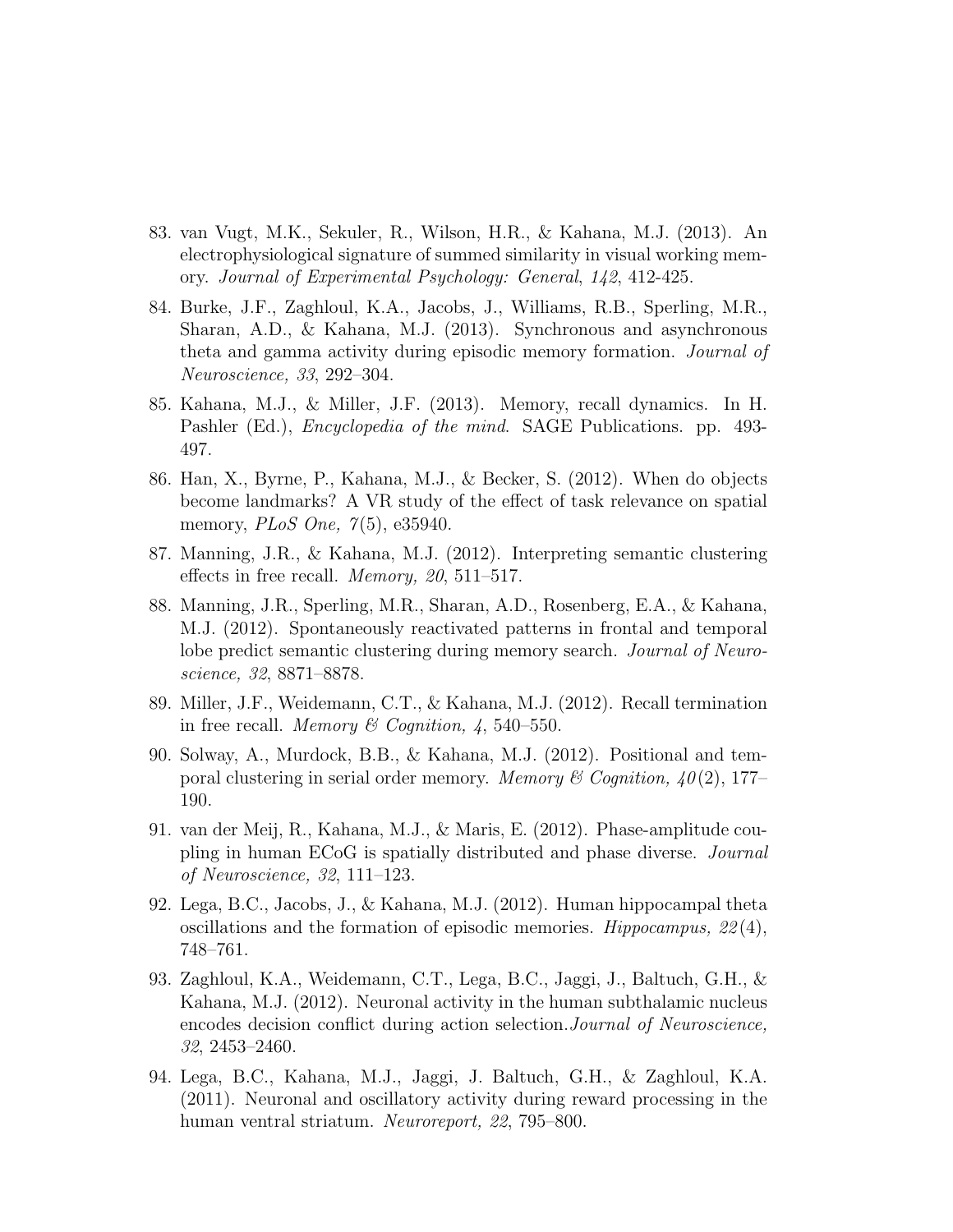83. van Vugt, M.K., Sekuler, R., Wilson, H.R., & Kahana, M.J. (2013). An electrophysiological signature of summed similarity in visual working memory. *Journal of Experimental Psychology: General*, *142*, 412-425.

84. Burke, J.F., Zaghloul, K.A., Jacobs, J., Williams, R.B., Sperling, M.R., Sharan, A.D., & Kahana, M.J. (2013). Synchronous and asynchronous theta and gamma activity during episodic memory formation. *Journal of Neuroscience, 33*, 292–304.

85. Kahana, M.J., & Miller, J.F. (2013). Memory, recall dynamics. In H. Pashler (Ed.), *Encyclopedia of the mind*. SAGE Publications. pp. 493-497.

86. Han, X., Byrne, P., Kahana, M.J., & Becker, S. (2012). When do objects become landmarks? A VR study of the effect of task relevance on spatial memory, *PLoS One, 7*(5), e35940.

87. Manning, J.R., & Kahana, M.J. (2012). Interpreting semantic clustering effects in free recall. *Memory, 20*, 511–517.

88. Manning, J.R., Sperling, M.R., Sharan, A.D., Rosenberg, E.A., & Kahana, M.J. (2012). Spontaneously reactivated patterns in frontal and temporal lobe predict semantic clustering during memory search. *Journal of Neuroscience, 32*, 8871–8878.

89. Miller, J.F., Weidemann, C.T., & Kahana, M.J. (2012). Recall termination in free recall. *Memory & Cognition, 4*, 540–550.

90. Solway, A., Murdock, B.B., & Kahana, M.J. (2012). Positional and temporal clustering in serial order memory. *Memory & Cognition, 40*(2), 177–190.

91. van der Meij, R., Kahana, M.J., & Maris, E. (2012). Phase-amplitude coupling in human ECoG is spatially distributed and phase diverse. *Journal of Neuroscience, 32*, 111–123.

92. Lega, B.C., Jacobs, J., & Kahana, M.J. (2012). Human hippocampal theta oscillations and the formation of episodic memories. *Hippocampus, 22*(4), 748–761.

93. Zaghloul, K.A., Weidemann, C.T., Lega, B.C., Jaggi, J., Baltuch, G.H., & Kahana, M.J. (2012). Neuronal activity in the human subthalamic nucleus encodes decision conflict during action selection.*Journal of Neuroscience, 32*, 2453–2460.

94. Lega, B.C., Kahana, M.J., Jaggi, J. Baltuch, G.H., & Zaghloul, K.A. (2011). Neuronal and oscillatory activity during reward processing in the human ventral striatum. *Neuroreport, 22*, 795–800.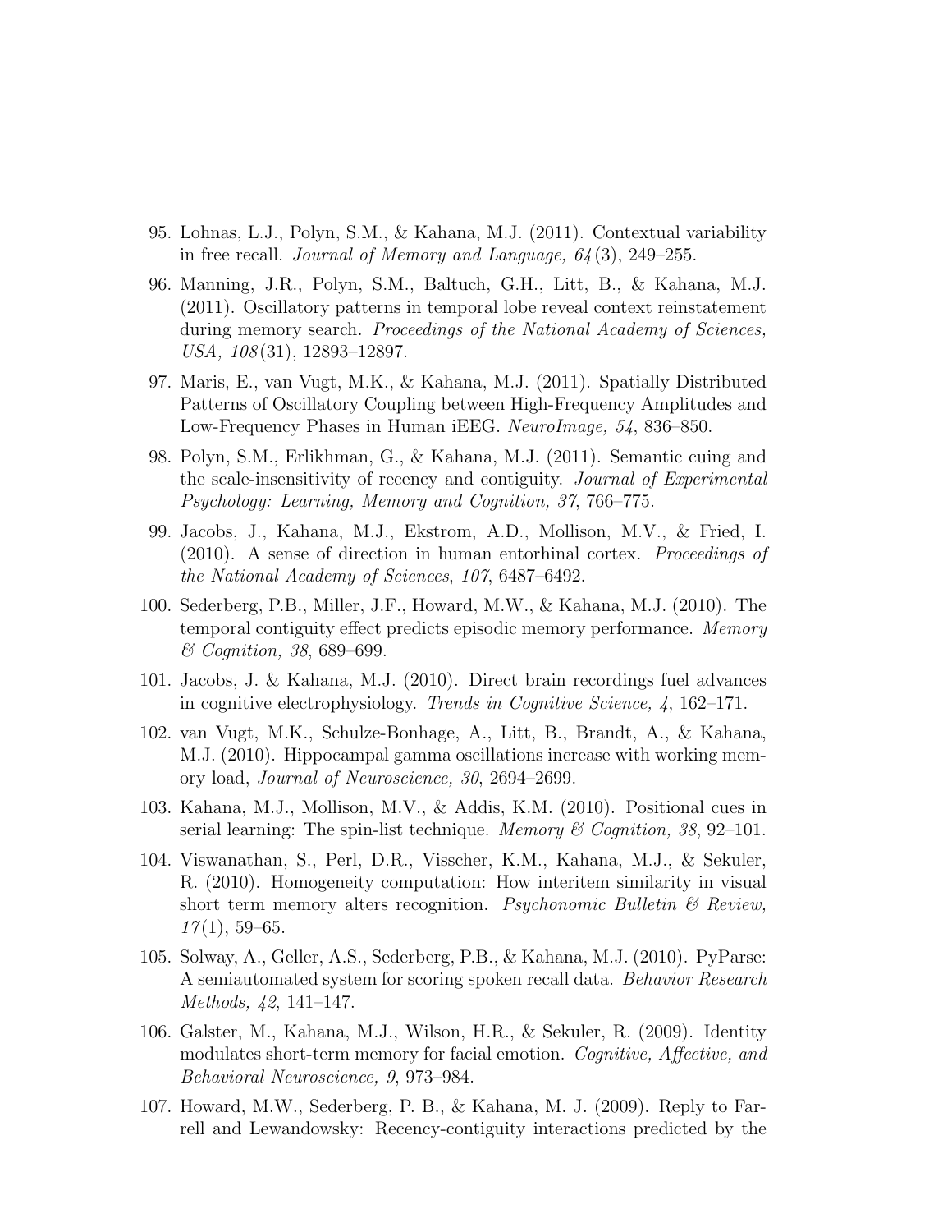95. Lohnas, L.J., Polyn, S.M., & Kahana, M.J. (2011). Contextual variability in free recall. *Journal of Memory and Language, 64*(3), 249–255.

96. Manning, J.R., Polyn, S.M., Baltuch, G.H., Litt, B., & Kahana, M.J. (2011). Oscillatory patterns in temporal lobe reveal context reinstatement during memory search. *Proceedings of the National Academy of Sciences, USA, 108*(31), 12893–12897.

97. Maris, E., van Vugt, M.K., & Kahana, M.J. (2011). Spatially Distributed Patterns of Oscillatory Coupling between High-Frequency Amplitudes and Low-Frequency Phases in Human iEEG. *NeuroImage, 54*, 836–850.

98. Polyn, S.M., Erlikhman, G., & Kahana, M.J. (2011). Semantic cuing and the scale-insensitivity of recency and contiguity. *Journal of Experimental Psychology: Learning, Memory and Cognition, 37*, 766–775.

99. Jacobs, J., Kahana, M.J., Ekstrom, A.D., Mollison, M.V., & Fried, I. (2010). A sense of direction in human entorhinal cortex. *Proceedings of the National Academy of Sciences*, *107*, 6487–6492.

100. Sederberg, P.B., Miller, J.F., Howard, M.W., & Kahana, M.J. (2010). The temporal contiguity effect predicts episodic memory performance. *Memory & Cognition, 38*, 689–699.

101. Jacobs, J. & Kahana, M.J. (2010). Direct brain recordings fuel advances in cognitive electrophysiology. *Trends in Cognitive Science, 4*, 162–171.

102. van Vugt, M.K., Schulze-Bonhage, A., Litt, B., Brandt, A., & Kahana, M.J. (2010). Hippocampal gamma oscillations increase with working memory load, *Journal of Neuroscience, 30*, 2694–2699.

103. Kahana, M.J., Mollison, M.V., & Addis, K.M. (2010). Positional cues in serial learning: The spin-list technique. *Memory & Cognition, 38*, 92–101.

104. Viswanathan, S., Perl, D.R., Visscher, K.M., Kahana, M.J., & Sekuler, R. (2010). Homogeneity computation: How interitem similarity in visual short term memory alters recognition. *Psychonomic Bulletin & Review, 17*(1), 59–65.

105. Solway, A., Geller, A.S., Sederberg, P.B., & Kahana, M.J. (2010). PyParse: A semiautomated system for scoring spoken recall data. *Behavior Research Methods, 42*, 141–147.

106. Galster, M., Kahana, M.J., Wilson, H.R., & Sekuler, R. (2009). Identity modulates short-term memory for facial emotion. *Cognitive, Affective, and Behavioral Neuroscience, 9*, 973–984.

107. Howard, M.W., Sederberg, P. B., & Kahana, M. J. (2009). Reply to Farrell and Lewandowsky: Recency-contiguity interactions predicted by the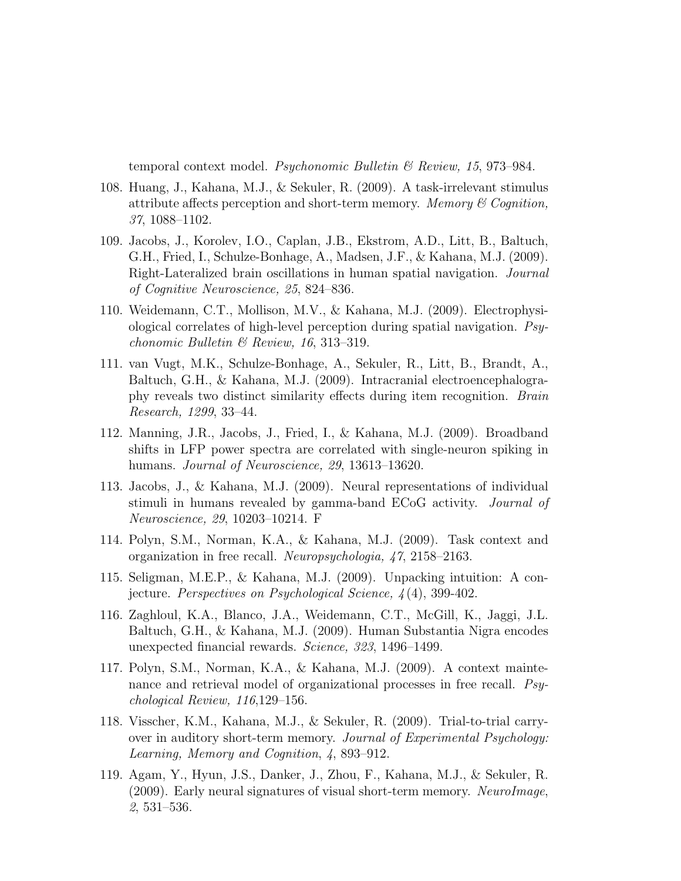temporal context model. *Psychonomic Bulletin & Review, 15*, 973–984.

108. Huang, J., Kahana, M.J., & Sekuler, R. (2009). A task-irrelevant stimulus attribute affects perception and short-term memory. *Memory & Cognition, 37*, 1088–1102.

109. Jacobs, J., Korolev, I.O., Caplan, J.B., Ekstrom, A.D., Litt, B., Baltuch, G.H., Fried, I., Schulze-Bonhage, A., Madsen, J.F., & Kahana, M.J. (2009). Right-Lateralized brain oscillations in human spatial navigation. *Journal of Cognitive Neuroscience, 25*, 824–836.

110. Weidemann, C.T., Mollison, M.V., & Kahana, M.J. (2009). Electrophysiological correlates of high-level perception during spatial navigation. *Psychonomic Bulletin & Review, 16*, 313–319.

111. van Vugt, M.K., Schulze-Bonhage, A., Sekuler, R., Litt, B., Brandt, A., Baltuch, G.H., & Kahana, M.J. (2009). Intracranial electroencephalography reveals two distinct similarity effects during item recognition. *Brain Research, 1299*, 33–44.

112. Manning, J.R., Jacobs, J., Fried, I., & Kahana, M.J. (2009). Broadband shifts in LFP power spectra are correlated with single-neuron spiking in humans. *Journal of Neuroscience, 29*, 13613–13620.

113. Jacobs, J., & Kahana, M.J. (2009). Neural representations of individual stimuli in humans revealed by gamma-band ECoG activity. *Journal of Neuroscience, 29*, 10203–10214. F

114. Polyn, S.M., Norman, K.A., & Kahana, M.J. (2009). Task context and organization in free recall. *Neuropsychologia, 47*, 2158–2163.

115. Seligman, M.E.P., & Kahana, M.J. (2009). Unpacking intuition: A conjecture. *Perspectives on Psychological Science, 4*(4), 399-402.

116. Zaghloul, K.A., Blanco, J.A., Weidemann, C.T., McGill, K., Jaggi, J.L. Baltuch, G.H., & Kahana, M.J. (2009). Human Substantia Nigra encodes unexpected financial rewards. *Science, 323*, 1496–1499.

117. Polyn, S.M., Norman, K.A., & Kahana, M.J. (2009). A context maintenance and retrieval model of organizational processes in free recall. *Psychological Review, 116*,129–156.

118. Visscher, K.M., Kahana, M.J., & Sekuler, R. (2009). Trial-to-trial carryover in auditory short-term memory. *Journal of Experimental Psychology: Learning, Memory and Cognition*, *4*, 893–912.

119. Agam, Y., Hyun, J.S., Danker, J., Zhou, F., Kahana, M.J., & Sekuler, R. (2009). Early neural signatures of visual short-term memory. *NeuroImage*, *2*, 531–536.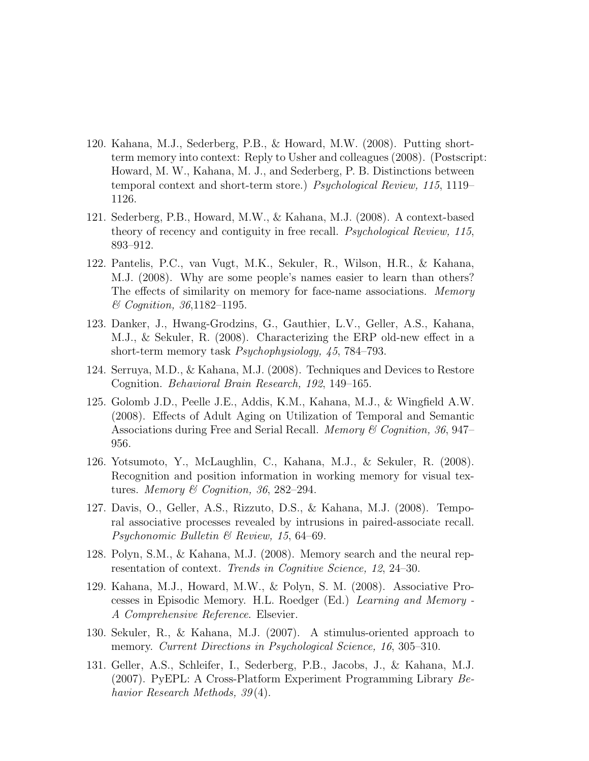120. Kahana, M.J., Sederberg, P.B., & Howard, M.W. (2008). Putting short-term memory into context: Reply to Usher and colleagues (2008). (Postscript: Howard, M. W., Kahana, M. J., and Sederberg, P. B. Distinctions between temporal context and short-term store.) *Psychological Review, 115*, 1119–1126.

121. Sederberg, P.B., Howard, M.W., & Kahana, M.J. (2008). A context-based theory of recency and contiguity in free recall. *Psychological Review, 115*, 893–912.

122. Pantelis, P.C., van Vugt, M.K., Sekuler, R., Wilson, H.R., & Kahana, M.J. (2008). Why are some people's names easier to learn than others? The effects of similarity on memory for face-name associations. *Memory & Cognition, 36*,1182–1195.

123. Danker, J., Hwang-Grodzins, G., Gauthier, L.V., Geller, A.S., Kahana, M.J., & Sekuler, R. (2008). Characterizing the ERP old-new effect in a short-term memory task *Psychophysiology, 45*, 784–793.

124. Serruya, M.D., & Kahana, M.J. (2008). Techniques and Devices to Restore Cognition. *Behavioral Brain Research, 192*, 149–165.

125. Golomb J.D., Peelle J.E., Addis, K.M., Kahana, M.J., & Wingfield A.W. (2008). Effects of Adult Aging on Utilization of Temporal and Semantic Associations during Free and Serial Recall. *Memory & Cognition, 36*, 947–956.

126. Yotsumoto, Y., McLaughlin, C., Kahana, M.J., & Sekuler, R. (2008). Recognition and position information in working memory for visual textures. *Memory & Cognition, 36*, 282–294.

127. Davis, O., Geller, A.S., Rizzuto, D.S., & Kahana, M.J. (2008). Temporal associative processes revealed by intrusions in paired-associate recall. *Psychonomic Bulletin & Review, 15*, 64–69.

128. Polyn, S.M., & Kahana, M.J. (2008). Memory search and the neural representation of context. *Trends in Cognitive Science, 12*, 24–30.

129. Kahana, M.J., Howard, M.W., & Polyn, S. M. (2008). Associative Processes in Episodic Memory. H.L. Roedger (Ed.) *Learning and Memory - A Comprehensive Reference*. Elsevier.

130. Sekuler, R., & Kahana, M.J. (2007). A stimulus-oriented approach to memory. *Current Directions in Psychological Science, 16*, 305–310.

131. Geller, A.S., Schleifer, I., Sederberg, P.B., Jacobs, J., & Kahana, M.J. (2007). PyEPL: A Cross-Platform Experiment Programming Library *Behavior Research Methods, 39*(4).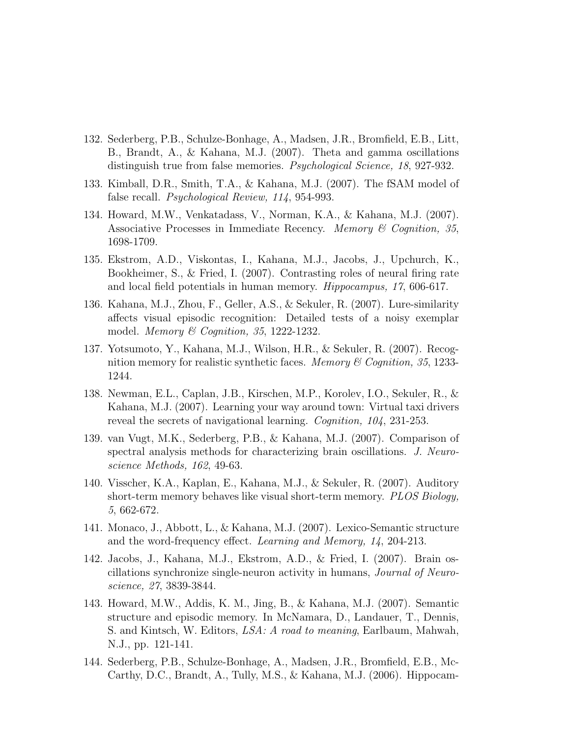132. Sederberg, P.B., Schulze-Bonhage, A., Madsen, J.R., Bromfield, E.B., Litt, B., Brandt, A., & Kahana, M.J. (2007). Theta and gamma oscillations distinguish true from false memories. *Psychological Science, 18*, 927-932.

133. Kimball, D.R., Smith, T.A., & Kahana, M.J. (2007). The fSAM model of false recall. *Psychological Review, 114*, 954-993.

134. Howard, M.W., Venkatadass, V., Norman, K.A., & Kahana, M.J. (2007). Associative Processes in Immediate Recency. *Memory & Cognition, 35*, 1698-1709.

135. Ekstrom, A.D., Viskontas, I., Kahana, M.J., Jacobs, J., Upchurch, K., Bookheimer, S., & Fried, I. (2007). Contrasting roles of neural firing rate and local field potentials in human memory. *Hippocampus, 17*, 606-617.

136. Kahana, M.J., Zhou, F., Geller, A.S., & Sekuler, R. (2007). Lure-similarity affects visual episodic recognition: Detailed tests of a noisy exemplar model. *Memory & Cognition, 35*, 1222-1232.

137. Yotsumoto, Y., Kahana, M.J., Wilson, H.R., & Sekuler, R. (2007). Recognition memory for realistic synthetic faces. *Memory & Cognition, 35*, 1233-1244.

138. Newman, E.L., Caplan, J.B., Kirschen, M.P., Korolev, I.O., Sekuler, R., & Kahana, M.J. (2007). Learning your way around town: Virtual taxi drivers reveal the secrets of navigational learning. *Cognition, 104*, 231-253.

139. van Vugt, M.K., Sederberg, P.B., & Kahana, M.J. (2007). Comparison of spectral analysis methods for characterizing brain oscillations. *J. Neuroscience Methods, 162*, 49-63.

140. Visscher, K.A., Kaplan, E., Kahana, M.J., & Sekuler, R. (2007). Auditory short-term memory behaves like visual short-term memory. *PLOS Biology, 5*, 662-672.

141. Monaco, J., Abbott, L., & Kahana, M.J. (2007). Lexico-Semantic structure and the word-frequency effect. *Learning and Memory, 14*, 204-213.

142. Jacobs, J., Kahana, M.J., Ekstrom, A.D., & Fried, I. (2007). Brain oscillations synchronize single-neuron activity in humans, *Journal of Neuroscience, 27*, 3839-3844.

143. Howard, M.W., Addis, K. M., Jing, B., & Kahana, M.J. (2007). Semantic structure and episodic memory. In McNamara, D., Landauer, T., Dennis, S. and Kintsch, W. Editors, *LSA: A road to meaning*, Earlbaum, Mahwah, N.J., pp. 121-141.

144. Sederberg, P.B., Schulze-Bonhage, A., Madsen, J.R., Bromfield, E.B., McCarthy, D.C., Brandt, A., Tully, M.S., & Kahana, M.J. (2006). Hippocam-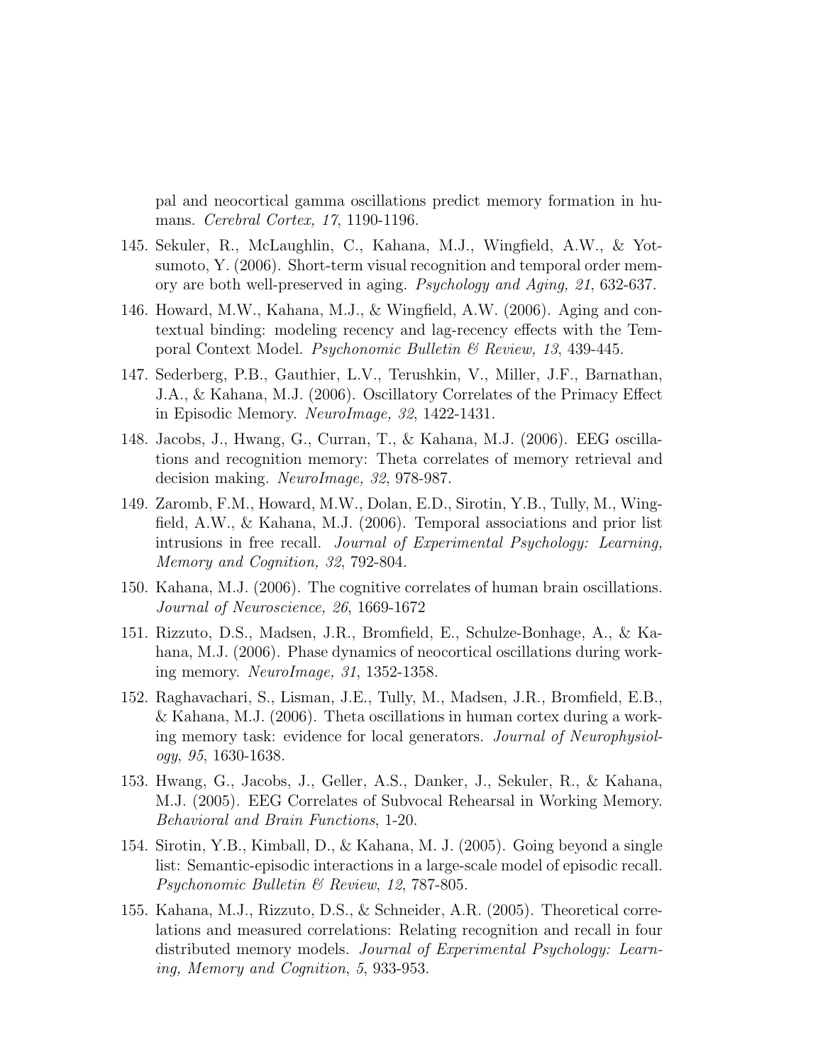pal and neocortical gamma oscillations predict memory formation in humans. *Cerebral Cortex, 17*, 1190-1196.

145. Sekuler, R., McLaughlin, C., Kahana, M.J., Wingfield, A.W., & Yotsumoto, Y. (2006). Short-term visual recognition and temporal order memory are both well-preserved in aging. *Psychology and Aging, 21*, 632-637.

146. Howard, M.W., Kahana, M.J., & Wingfield, A.W. (2006). Aging and contextual binding: modeling recency and lag-recency effects with the Temporal Context Model. *Psychonomic Bulletin & Review, 13*, 439-445.

147. Sederberg, P.B., Gauthier, L.V., Terushkin, V., Miller, J.F., Barnathan, J.A., & Kahana, M.J. (2006). Oscillatory Correlates of the Primacy Effect in Episodic Memory. *NeuroImage, 32*, 1422-1431.

148. Jacobs, J., Hwang, G., Curran, T., & Kahana, M.J. (2006). EEG oscillations and recognition memory: Theta correlates of memory retrieval and decision making. *NeuroImage, 32*, 978-987.

149. Zaromb, F.M., Howard, M.W., Dolan, E.D., Sirotin, Y.B., Tully, M., Wingfield, A.W., & Kahana, M.J. (2006). Temporal associations and prior list intrusions in free recall. *Journal of Experimental Psychology: Learning, Memory and Cognition, 32*, 792-804.

150. Kahana, M.J. (2006). The cognitive correlates of human brain oscillations. *Journal of Neuroscience, 26*, 1669-1672

151. Rizzuto, D.S., Madsen, J.R., Bromfield, E., Schulze-Bonhage, A., & Kahana, M.J. (2006). Phase dynamics of neocortical oscillations during working memory. *NeuroImage, 31*, 1352-1358.

152. Raghavachari, S., Lisman, J.E., Tully, M., Madsen, J.R., Bromfield, E.B., & Kahana, M.J. (2006). Theta oscillations in human cortex during a working memory task: evidence for local generators. *Journal of Neurophysiology, 95*, 1630-1638.

153. Hwang, G., Jacobs, J., Geller, A.S., Danker, J., Sekuler, R., & Kahana, M.J. (2005). EEG Correlates of Subvocal Rehearsal in Working Memory. *Behavioral and Brain Functions*, 1-20.

154. Sirotin, Y.B., Kimball, D., & Kahana, M. J. (2005). Going beyond a single list: Semantic-episodic interactions in a large-scale model of episodic recall. *Psychonomic Bulletin & Review*, *12*, 787-805.

155. Kahana, M.J., Rizzuto, D.S., & Schneider, A.R. (2005). Theoretical correlations and measured correlations: Relating recognition and recall in four distributed memory models. *Journal of Experimental Psychology: Learning, Memory and Cognition*, *5*, 933-953.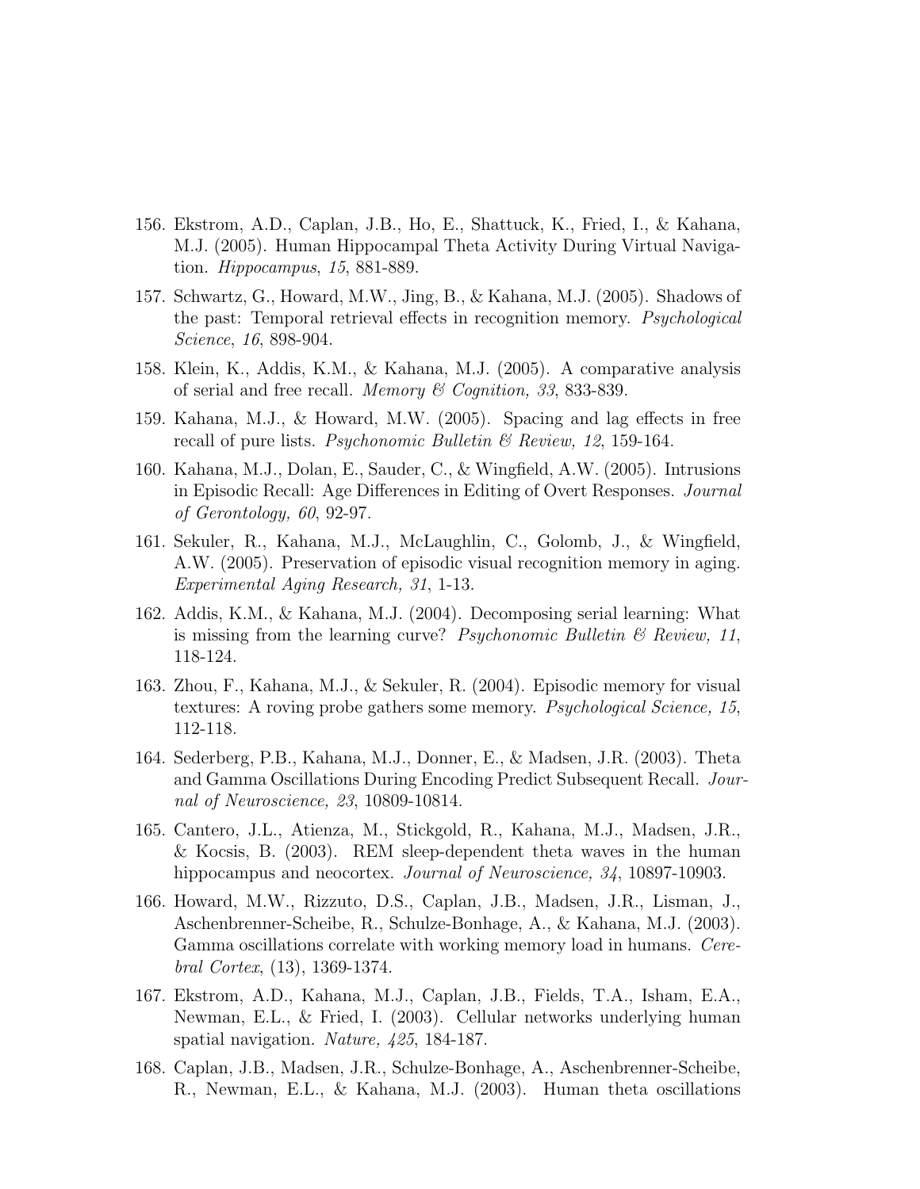156. Ekstrom, A.D., Caplan, J.B., Ho, E., Shattuck, K., Fried, I., & Kahana, M.J. (2005). Human Hippocampal Theta Activity During Virtual Navigation. *Hippocampus*, *15*, 881-889.

157. Schwartz, G., Howard, M.W., Jing, B., & Kahana, M.J. (2005). Shadows of the past: Temporal retrieval effects in recognition memory. *Psychological Science*, *16*, 898-904.

158. Klein, K., Addis, K.M., & Kahana, M.J. (2005). A comparative analysis of serial and free recall. *Memory & Cognition, 33*, 833-839.

159. Kahana, M.J., & Howard, M.W. (2005). Spacing and lag effects in free recall of pure lists. *Psychonomic Bulletin & Review, 12*, 159-164.

160. Kahana, M.J., Dolan, E., Sauder, C., & Wingfield, A.W. (2005). Intrusions in Episodic Recall: Age Differences in Editing of Overt Responses. *Journal of Gerontology, 60*, 92-97.

161. Sekuler, R., Kahana, M.J., McLaughlin, C., Golomb, J., & Wingfield, A.W. (2005). Preservation of episodic visual recognition memory in aging. *Experimental Aging Research, 31*, 1-13.

162. Addis, K.M., & Kahana, M.J. (2004). Decomposing serial learning: What is missing from the learning curve? *Psychonomic Bulletin & Review, 11*, 118-124.

163. Zhou, F., Kahana, M.J., & Sekuler, R. (2004). Episodic memory for visual textures: A roving probe gathers some memory. *Psychological Science, 15*, 112-118.

164. Sederberg, P.B., Kahana, M.J., Donner, E., & Madsen, J.R. (2003). Theta and Gamma Oscillations During Encoding Predict Subsequent Recall. *Journal of Neuroscience, 23*, 10809-10814.

165. Cantero, J.L., Atienza, M., Stickgold, R., Kahana, M.J., Madsen, J.R., & Kocsis, B. (2003). REM sleep-dependent theta waves in the human hippocampus and neocortex. *Journal of Neuroscience, 34*, 10897-10903.

166. Howard, M.W., Rizzuto, D.S., Caplan, J.B., Madsen, J.R., Lisman, J., Aschenbrenner-Scheibe, R., Schulze-Bonhage, A., & Kahana, M.J. (2003). Gamma oscillations correlate with working memory load in humans. *Cerebral Cortex*, (13), 1369-1374.

167. Ekstrom, A.D., Kahana, M.J., Caplan, J.B., Fields, T.A., Isham, E.A., Newman, E.L., & Fried, I. (2003). Cellular networks underlying human spatial navigation. *Nature, 425*, 184-187.

168. Caplan, J.B., Madsen, J.R., Schulze-Bonhage, A., Aschenbrenner-Scheibe, R., Newman, E.L., & Kahana, M.J. (2003). Human theta oscillations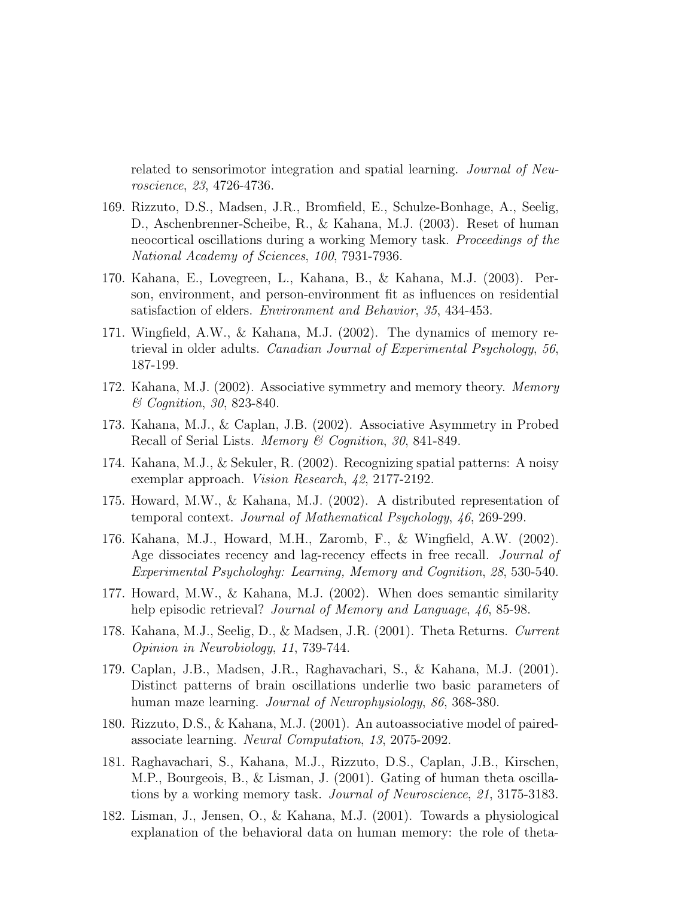related to sensorimotor integration and spatial learning. *Journal of Neuroscience*, *23*, 4726-4736.

169. Rizzuto, D.S., Madsen, J.R., Bromfield, E., Schulze-Bonhage, A., Seelig, D., Aschenbrenner-Scheibe, R., & Kahana, M.J. (2003). Reset of human neocortical oscillations during a working Memory task. *Proceedings of the National Academy of Sciences*, *100*, 7931-7936.

170. Kahana, E., Lovegreen, L., Kahana, B., & Kahana, M.J. (2003). Person, environment, and person-environment fit as influences on residential satisfaction of elders. *Environment and Behavior*, *35*, 434-453.

171. Wingfield, A.W., & Kahana, M.J. (2002). The dynamics of memory retrieval in older adults. *Canadian Journal of Experimental Psychology*, *56*, 187-199.

172. Kahana, M.J. (2002). Associative symmetry and memory theory. *Memory & Cognition*, *30*, 823-840.

173. Kahana, M.J., & Caplan, J.B. (2002). Associative Asymmetry in Probed Recall of Serial Lists. *Memory & Cognition*, *30*, 841-849.

174. Kahana, M.J., & Sekuler, R. (2002). Recognizing spatial patterns: A noisy exemplar approach. *Vision Research*, *42*, 2177-2192.

175. Howard, M.W., & Kahana, M.J. (2002). A distributed representation of temporal context. *Journal of Mathematical Psychology*, *46*, 269-299.

176. Kahana, M.J., Howard, M.H., Zaromb, F., & Wingfield, A.W. (2002). Age dissociates recency and lag-recency effects in free recall. *Journal of Experimental Psychologhy: Learning, Memory and Cognition*, *28*, 530-540.

177. Howard, M.W., & Kahana, M.J. (2002). When does semantic similarity help episodic retrieval? *Journal of Memory and Language*, *46*, 85-98.

178. Kahana, M.J., Seelig, D., & Madsen, J.R. (2001). Theta Returns. *Current Opinion in Neurobiology*, *11*, 739-744.

179. Caplan, J.B., Madsen, J.R., Raghavachari, S., & Kahana, M.J. (2001). Distinct patterns of brain oscillations underlie two basic parameters of human maze learning. *Journal of Neurophysiology*, *86*, 368-380.

180. Rizzuto, D.S., & Kahana, M.J. (2001). An autoassociative model of paired-associate learning. *Neural Computation*, *13*, 2075-2092.

181. Raghavachari, S., Kahana, M.J., Rizzuto, D.S., Caplan, J.B., Kirschen, M.P., Bourgeois, B., & Lisman, J. (2001). Gating of human theta oscillations by a working memory task. *Journal of Neuroscience*, *21*, 3175-3183.

182. Lisman, J., Jensen, O., & Kahana, M.J. (2001). Towards a physiological explanation of the behavioral data on human memory: the role of theta-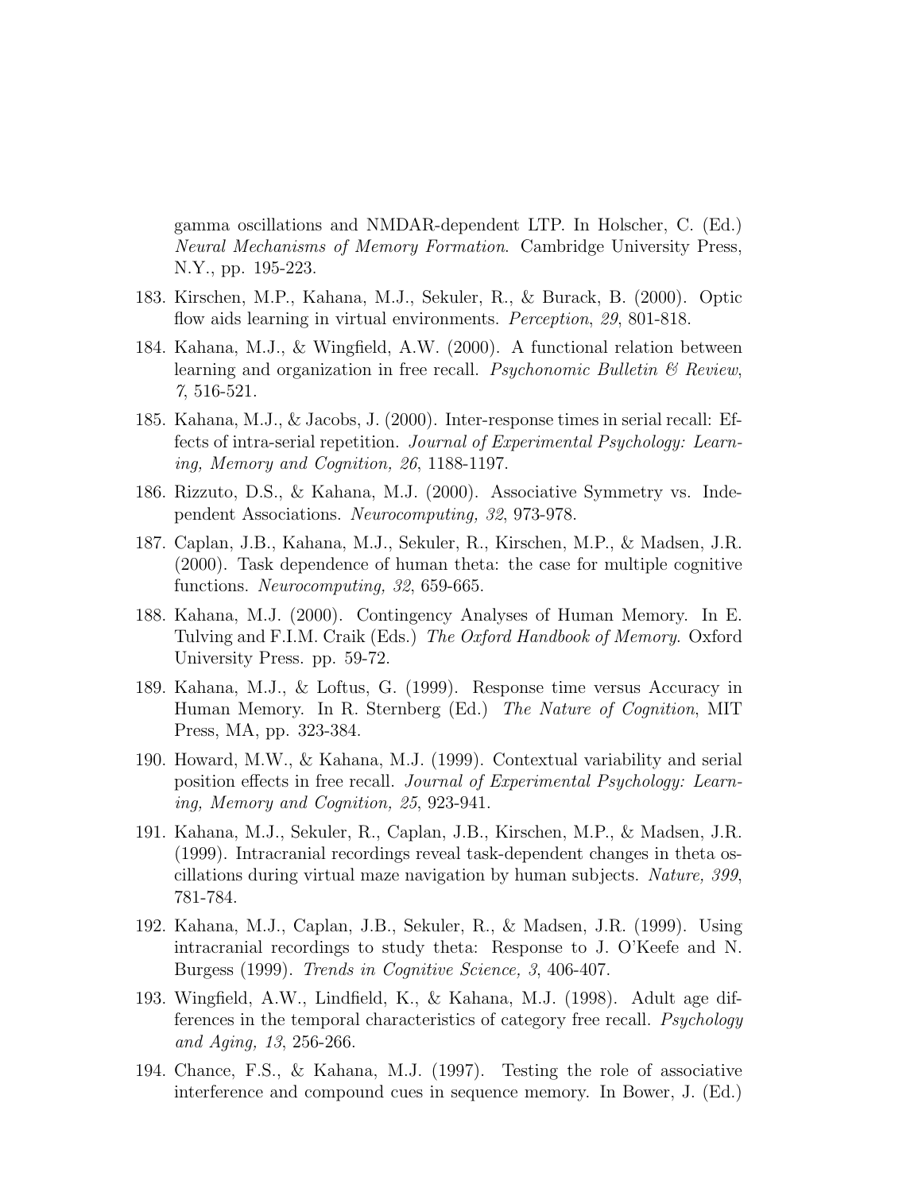gamma oscillations and NMDAR-dependent LTP. In Holscher, C. (Ed.) *Neural Mechanisms of Memory Formation*. Cambridge University Press, N.Y., pp. 195-223.

183. Kirschen, M.P., Kahana, M.J., Sekuler, R., & Burack, B. (2000). Optic flow aids learning in virtual environments. *Perception*, *29*, 801-818.

184. Kahana, M.J., & Wingfield, A.W. (2000). A functional relation between learning and organization in free recall. *Psychonomic Bulletin & Review*, *7*, 516-521.

185. Kahana, M.J., & Jacobs, J. (2000). Inter-response times in serial recall: Effects of intra-serial repetition. *Journal of Experimental Psychology: Learning, Memory and Cognition, 26*, 1188-1197.

186. Rizzuto, D.S., & Kahana, M.J. (2000). Associative Symmetry vs. Independent Associations. *Neurocomputing, 32*, 973-978.

187. Caplan, J.B., Kahana, M.J., Sekuler, R., Kirschen, M.P., & Madsen, J.R. (2000). Task dependence of human theta: the case for multiple cognitive functions. *Neurocomputing, 32*, 659-665.

188. Kahana, M.J. (2000). Contingency Analyses of Human Memory. In E. Tulving and F.I.M. Craik (Eds.) *The Oxford Handbook of Memory*. Oxford University Press. pp. 59-72.

189. Kahana, M.J., & Loftus, G. (1999). Response time versus Accuracy in Human Memory. In R. Sternberg (Ed.) *The Nature of Cognition*, MIT Press, MA, pp. 323-384.

190. Howard, M.W., & Kahana, M.J. (1999). Contextual variability and serial position effects in free recall. *Journal of Experimental Psychology: Learning, Memory and Cognition, 25*, 923-941.

191. Kahana, M.J., Sekuler, R., Caplan, J.B., Kirschen, M.P., & Madsen, J.R. (1999). Intracranial recordings reveal task-dependent changes in theta oscillations during virtual maze navigation by human subjects. *Nature, 399*, 781-784.

192. Kahana, M.J., Caplan, J.B., Sekuler, R., & Madsen, J.R. (1999). Using intracranial recordings to study theta: Response to J. O'Keefe and N. Burgess (1999). *Trends in Cognitive Science, 3*, 406-407.

193. Wingfield, A.W., Lindfield, K., & Kahana, M.J. (1998). Adult age differences in the temporal characteristics of category free recall. *Psychology and Aging, 13*, 256-266.

194. Chance, F.S., & Kahana, M.J. (1997). Testing the role of associative interference and compound cues in sequence memory. In Bower, J. (Ed.)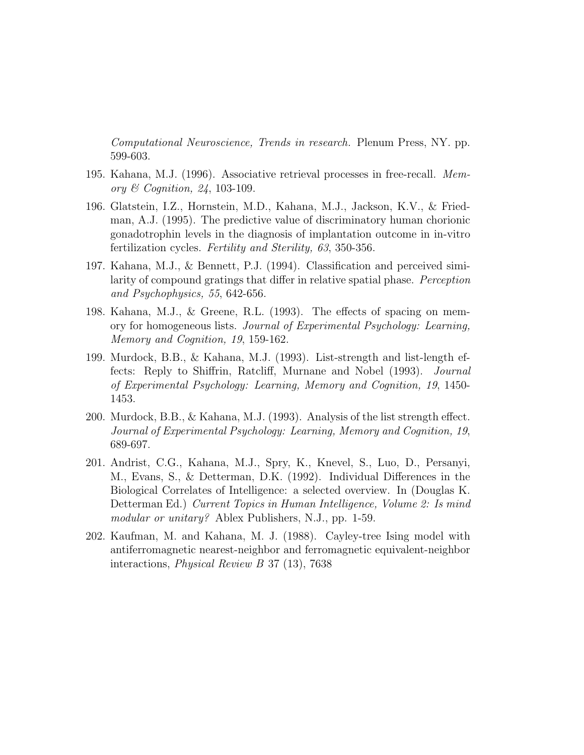*Computational Neuroscience, Trends in research.* Plenum Press, NY. pp. 599-603.

195. Kahana, M.J. (1996). Associative retrieval processes in free-recall. *Memory & Cognition, 24*, 103-109.

196. Glatstein, I.Z., Hornstein, M.D., Kahana, M.J., Jackson, K.V., & Friedman, A.J. (1995). The predictive value of discriminatory human chorionic gonadotrophin levels in the diagnosis of implantation outcome in in-vitro fertilization cycles. *Fertility and Sterility, 63*, 350-356.

197. Kahana, M.J., & Bennett, P.J. (1994). Classification and perceived similarity of compound gratings that differ in relative spatial phase. *Perception and Psychophysics, 55*, 642-656.

198. Kahana, M.J., & Greene, R.L. (1993). The effects of spacing on memory for homogeneous lists. *Journal of Experimental Psychology: Learning, Memory and Cognition, 19*, 159-162.

199. Murdock, B.B., & Kahana, M.J. (1993). List-strength and list-length effects: Reply to Shiffrin, Ratcliff, Murnane and Nobel (1993). *Journal of Experimental Psychology: Learning, Memory and Cognition, 19*, 1450-1453.

200. Murdock, B.B., & Kahana, M.J. (1993). Analysis of the list strength effect. *Journal of Experimental Psychology: Learning, Memory and Cognition, 19*, 689-697.

201. Andrist, C.G., Kahana, M.J., Spry, K., Knevel, S., Luo, D., Persanyi, M., Evans, S., & Detterman, D.K. (1992). Individual Differences in the Biological Correlates of Intelligence: a selected overview. In (Douglas K. Detterman Ed.) *Current Topics in Human Intelligence, Volume 2: Is mind modular or unitary?* Ablex Publishers, N.J., pp. 1-59.

202. Kaufman, M. and Kahana, M. J. (1988). Cayley-tree Ising model with antiferromagnetic nearest-neighbor and ferromagnetic equivalent-neighbor interactions, *Physical Review B* 37 (13), 7638